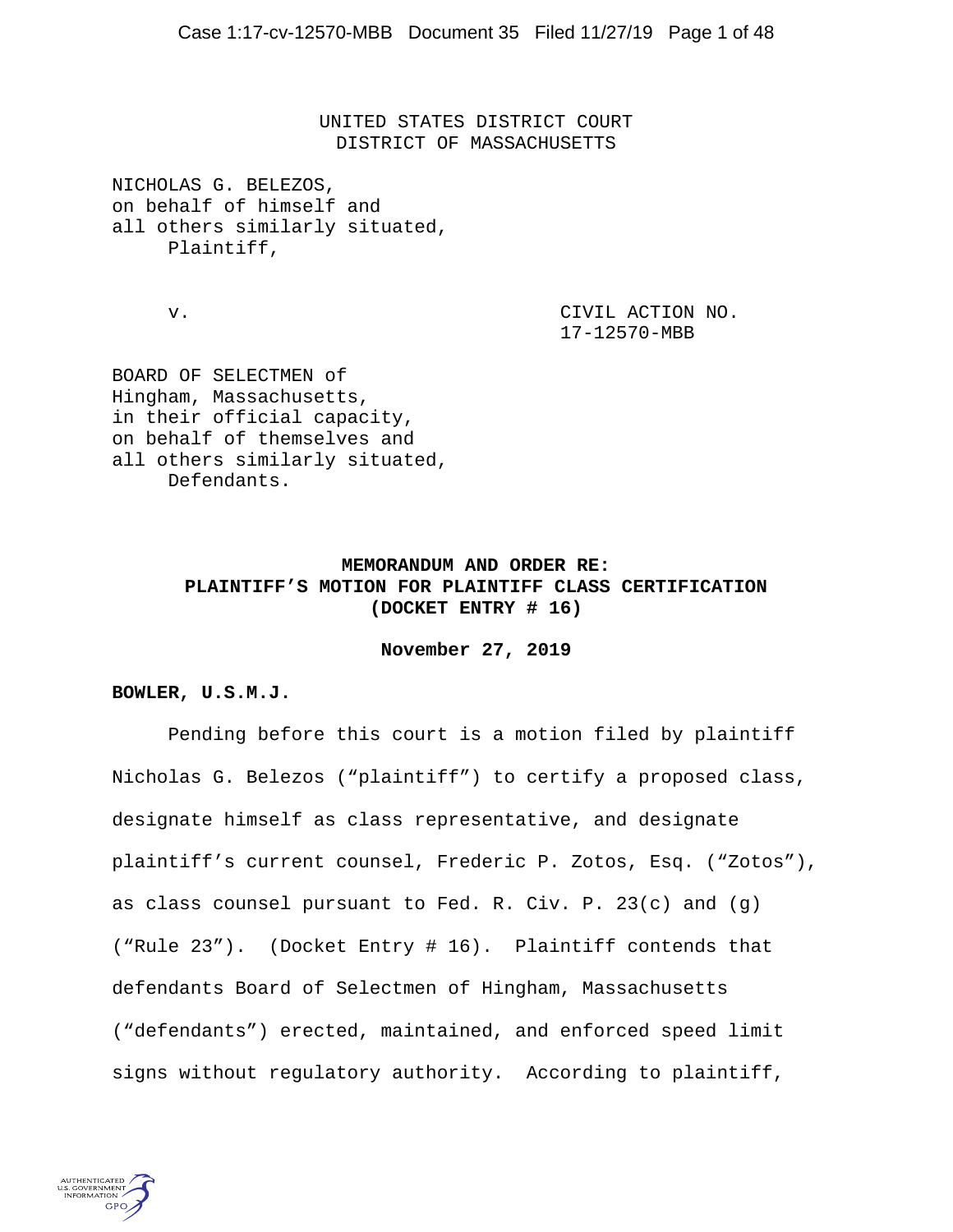UNITED STATES DISTRICT COURT
DISTRICT OF MASSACHUSETTS

NICHOLAS G. BELEZOS,
on behalf of himself and
all others similarly situated,
Plaintiff,

v.

CIVIL ACTION NO.
17-12570-MBB

BOARD OF SELECTMEN of
Hingham, Massachusetts,
in their official capacity,
on behalf of themselves and
all others similarly situated,
Defendants.

**MEMORANDUM AND ORDER RE:
PLAINTIFF'S MOTION FOR PLAINTIFF CLASS CERTIFICATION
(DOCKET ENTRY # 16)**

**November 27, 2019**

**BOWLER, U.S.M.J.**

Pending before this court is a motion filed by plaintiff Nicholas G. Belezos ("plaintiff") to certify a proposed class, designate himself as class representative, and designate plaintiff's current counsel, Frederic P. Zotos, Esq. ("Zotos"), as class counsel pursuant to Fed. R. Civ. P. 23(c) and (g) ("Rule 23"). (Docket Entry # 16). Plaintiff contends that defendants Board of Selectmen of Hingham, Massachusetts ("defendants") erected, maintained, and enforced speed limit signs without regulatory authority. According to plaintiff,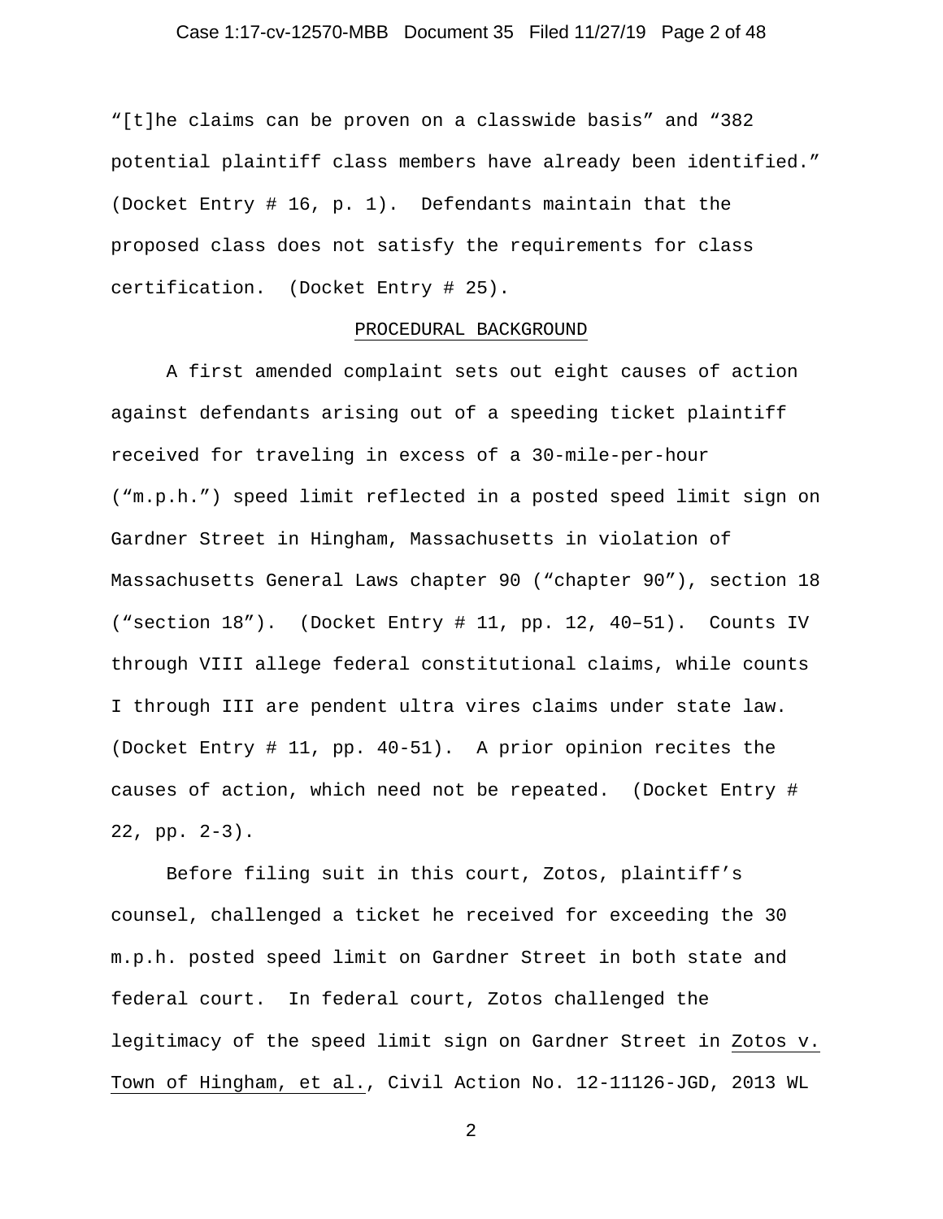"[t]he claims can be proven on a classwide basis" and "382 potential plaintiff class members have already been identified." (Docket Entry # 16, p. 1). Defendants maintain that the proposed class does not satisfy the requirements for class certification. (Docket Entry # 25).

## PROCEDURAL BACKGROUND

A first amended complaint sets out eight causes of action against defendants arising out of a speeding ticket plaintiff received for traveling in excess of a 30-mile-per-hour ("m.p.h.") speed limit reflected in a posted speed limit sign on Gardner Street in Hingham, Massachusetts in violation of Massachusetts General Laws chapter 90 ("chapter 90"), section 18 ("section 18"). (Docket Entry # 11, pp. 12, 40–51). Counts IV through VIII allege federal constitutional claims, while counts I through III are pendent ultra vires claims under state law. (Docket Entry # 11, pp. 40-51). A prior opinion recites the causes of action, which need not be repeated. (Docket Entry # 22, pp. 2-3).

Before filing suit in this court, Zotos, plaintiff's counsel, challenged a ticket he received for exceeding the 30 m.p.h. posted speed limit on Gardner Street in both state and federal court. In federal court, Zotos challenged the legitimacy of the speed limit sign on Gardner Street in Zotos v. Town of Hingham, et al., Civil Action No. 12-11126-JGD, 2013 WL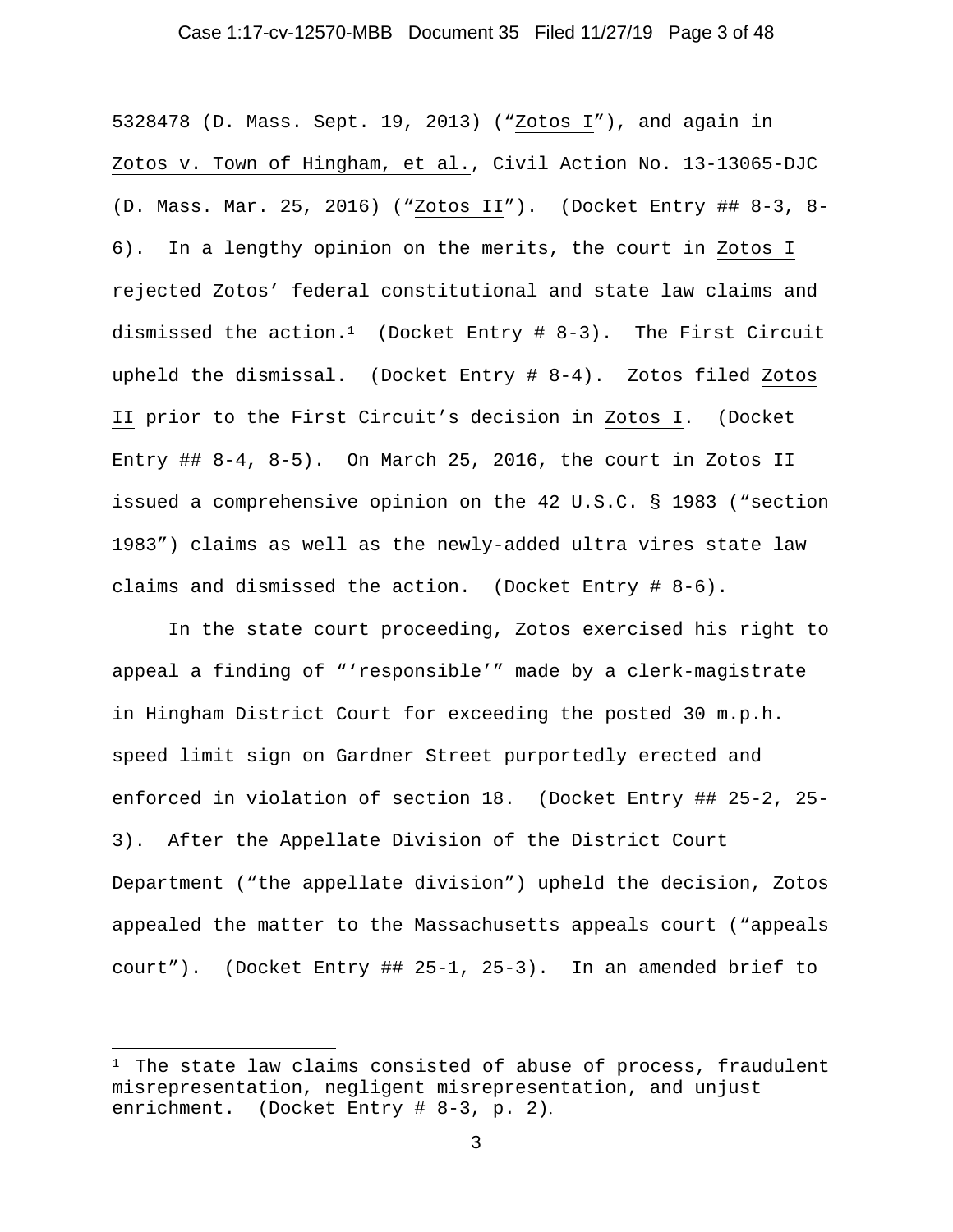5328478 (D. Mass. Sept. 19, 2013) ("Zotos I"), and again in Zotos v. Town of Hingham, et al., Civil Action No. 13-13065-DJC (D. Mass. Mar. 25, 2016) ("Zotos II"). (Docket Entry ## 8-3, 8-6). In a lengthy opinion on the merits, the court in Zotos I rejected Zotos' federal constitutional and state law claims and dismissed the action.[1] (Docket Entry # 8-3). The First Circuit upheld the dismissal. (Docket Entry # 8-4). Zotos filed Zotos II prior to the First Circuit's decision in Zotos I. (Docket Entry ## 8-4, 8-5). On March 25, 2016, the court in Zotos II issued a comprehensive opinion on the 42 U.S.C. § 1983 ("section 1983") claims as well as the newly-added ultra vires state law claims and dismissed the action. (Docket Entry # 8-6).

In the state court proceeding, Zotos exercised his right to appeal a finding of "'responsible'" made by a clerk-magistrate in Hingham District Court for exceeding the posted 30 m.p.h. speed limit sign on Gardner Street purportedly erected and enforced in violation of section 18. (Docket Entry ## 25-2, 25-3). After the Appellate Division of the District Court Department ("the appellate division") upheld the decision, Zotos appealed the matter to the Massachusetts appeals court ("appeals court"). (Docket Entry ## 25-1, 25-3). In an amended brief to

[1] The state law claims consisted of abuse of process, fraudulent misrepresentation, negligent misrepresentation, and unjust enrichment. (Docket Entry # 8-3, p. 2).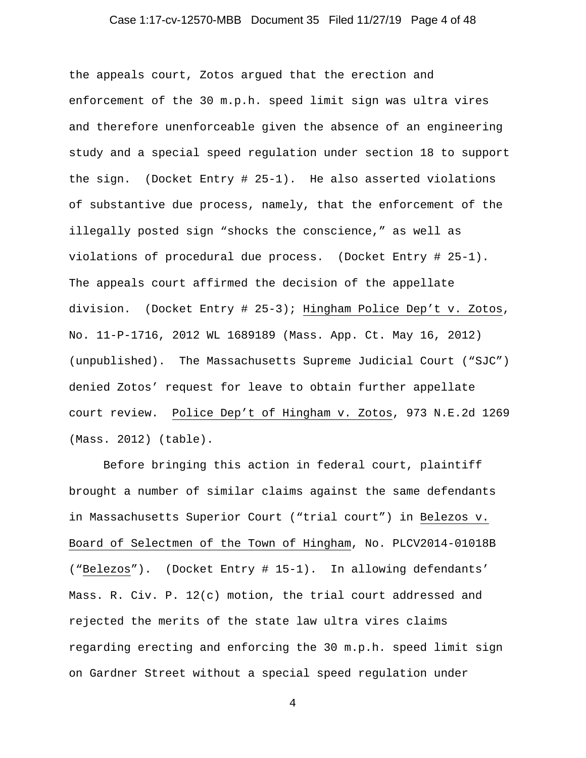the appeals court, Zotos argued that the erection and enforcement of the 30 m.p.h. speed limit sign was ultra vires and therefore unenforceable given the absence of an engineering study and a special speed regulation under section 18 to support the sign. (Docket Entry # 25-1). He also asserted violations of substantive due process, namely, that the enforcement of the illegally posted sign "shocks the conscience," as well as violations of procedural due process. (Docket Entry # 25-1). The appeals court affirmed the decision of the appellate division. (Docket Entry # 25-3); Hingham Police Dep't v. Zotos, No. 11-P-1716, 2012 WL 1689189 (Mass. App. Ct. May 16, 2012) (unpublished). The Massachusetts Supreme Judicial Court ("SJC") denied Zotos' request for leave to obtain further appellate court review. Police Dep't of Hingham v. Zotos, 973 N.E.2d 1269 (Mass. 2012) (table).

Before bringing this action in federal court, plaintiff brought a number of similar claims against the same defendants in Massachusetts Superior Court ("trial court") in Belezos v. Board of Selectmen of the Town of Hingham, No. PLCV2014-01018B ("Belezos"). (Docket Entry # 15-1). In allowing defendants' Mass. R. Civ. P. 12(c) motion, the trial court addressed and rejected the merits of the state law ultra vires claims regarding erecting and enforcing the 30 m.p.h. speed limit sign on Gardner Street without a special speed regulation under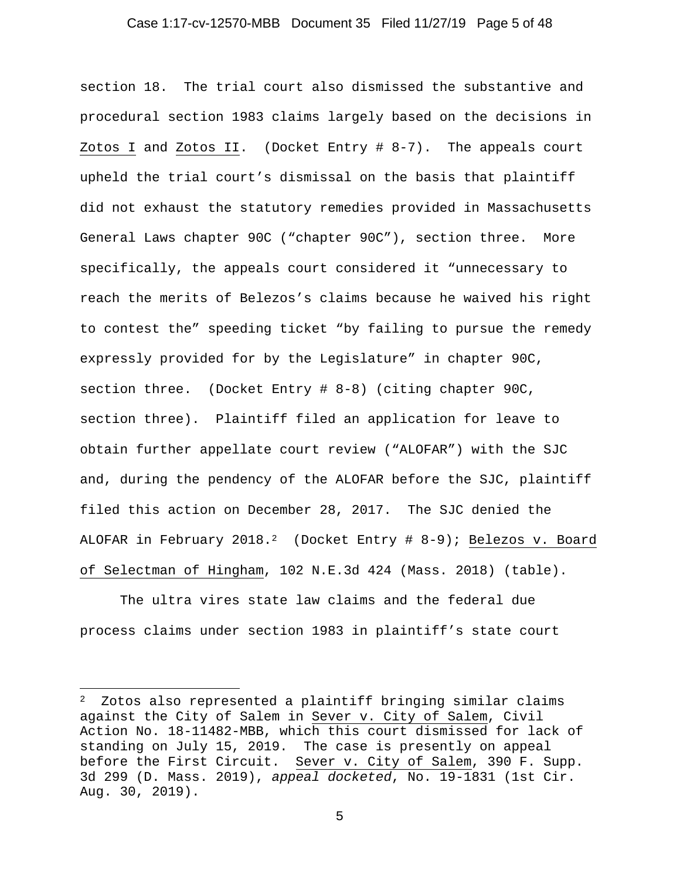section 18. The trial court also dismissed the substantive and procedural section 1983 claims largely based on the decisions in Zotos I and Zotos II. (Docket Entry # 8-7). The appeals court upheld the trial court's dismissal on the basis that plaintiff did not exhaust the statutory remedies provided in Massachusetts General Laws chapter 90C ("chapter 90C"), section three. More specifically, the appeals court considered it "unnecessary to reach the merits of Belezos's claims because he waived his right to contest the" speeding ticket "by failing to pursue the remedy expressly provided for by the Legislature" in chapter 90C, section three. (Docket Entry # 8-8) (citing chapter 90C, section three). Plaintiff filed an application for leave to obtain further appellate court review ("ALOFAR") with the SJC and, during the pendency of the ALOFAR before the SJC, plaintiff filed this action on December 28, 2017. The SJC denied the ALOFAR in February 2018.[2] (Docket Entry # 8-9); Belezos v. Board of Selectman of Hingham, 102 N.E.3d 424 (Mass. 2018) (table).

The ultra vires state law claims and the federal due process claims under section 1983 in plaintiff's state court

---

[2] Zotos also represented a plaintiff bringing similar claims against the City of Salem in Sever v. City of Salem, Civil Action No. 18-11482-MBB, which this court dismissed for lack of standing on July 15, 2019. The case is presently on appeal before the First Circuit. Sever v. City of Salem, 390 F. Supp. 3d 299 (D. Mass. 2019), *appeal docketed*, No. 19-1831 (1st Cir. Aug. 30, 2019).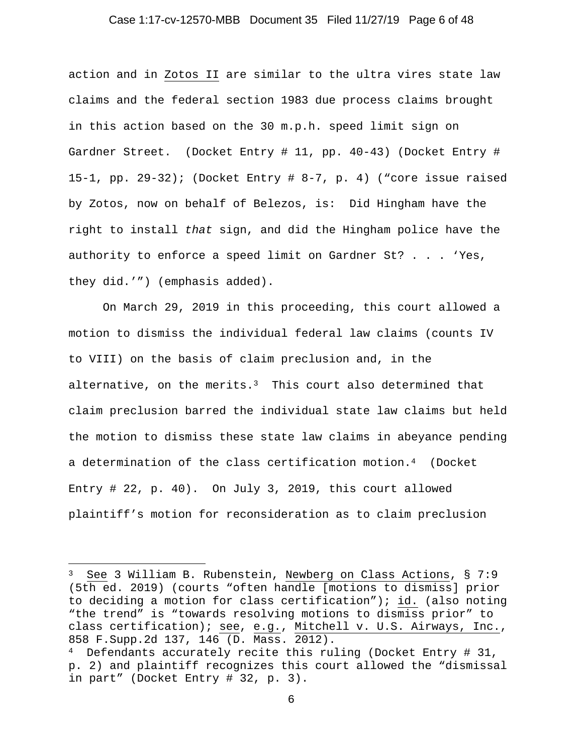action and in Zotos II are similar to the ultra vires state law claims and the federal section 1983 due process claims brought in this action based on the 30 m.p.h. speed limit sign on Gardner Street. (Docket Entry # 11, pp. 40-43) (Docket Entry # 15-1, pp. 29-32); (Docket Entry # 8-7, p. 4) ("core issue raised by Zotos, now on behalf of Belezos, is: Did Hingham have the right to install *that* sign, and did the Hingham police have the authority to enforce a speed limit on Gardner St? . . . 'Yes, they did.'") (emphasis added).

On March 29, 2019 in this proceeding, this court allowed a motion to dismiss the individual federal law claims (counts IV to VIII) on the basis of claim preclusion and, in the alternative, on the merits.[3] This court also determined that claim preclusion barred the individual state law claims but held the motion to dismiss these state law claims in abeyance pending a determination of the class certification motion.[4] (Docket Entry # 22, p. 40). On July 3, 2019, this court allowed plaintiff's motion for reconsideration as to claim preclusion

---

[3] See 3 William B. Rubenstein, Newberg on Class Actions, § 7:9 (5th ed. 2019) (courts "often handle [motions to dismiss] prior to deciding a motion for class certification"); id. (also noting "the trend" is "towards resolving motions to dismiss prior" to class certification); see, e.g., Mitchell v. U.S. Airways, Inc., 858 F.Supp.2d 137, 146 (D. Mass. 2012).

[4] Defendants accurately recite this ruling (Docket Entry # 31, p. 2) and plaintiff recognizes this court allowed the "dismissal in part" (Docket Entry # 32, p. 3).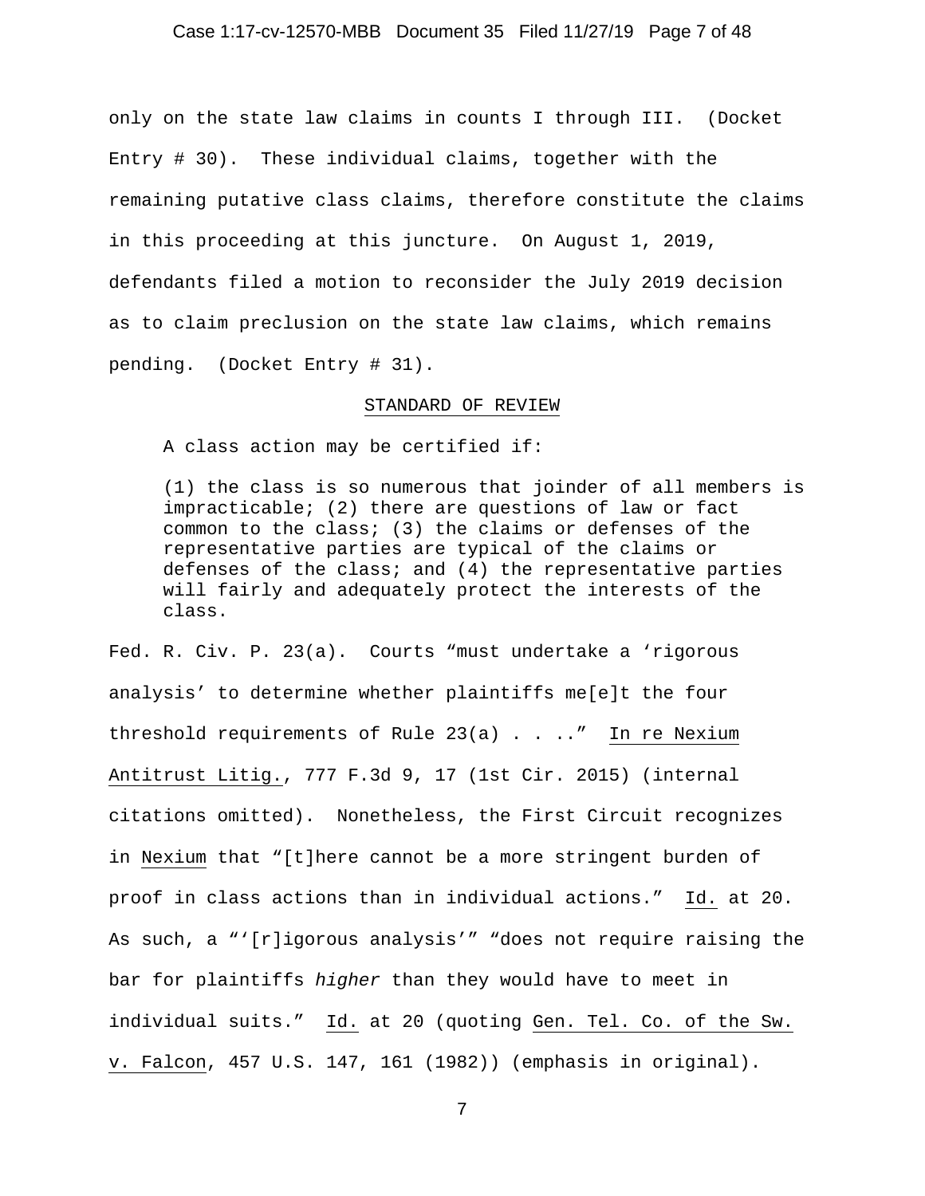only on the state law claims in counts I through III. (Docket Entry # 30). These individual claims, together with the remaining putative class claims, therefore constitute the claims in this proceeding at this juncture. On August 1, 2019, defendants filed a motion to reconsider the July 2019 decision as to claim preclusion on the state law claims, which remains pending. (Docket Entry # 31).

## STANDARD OF REVIEW

A class action may be certified if:

> (1) the class is so numerous that joinder of all members is impracticable; (2) there are questions of law or fact common to the class; (3) the claims or defenses of the representative parties are typical of the claims or defenses of the class; and (4) the representative parties will fairly and adequately protect the interests of the class.

Fed. R. Civ. P. 23(a). Courts "must undertake a 'rigorous analysis' to determine whether plaintiffs me[e]t the four threshold requirements of Rule 23(a) . . .." In re Nexium Antitrust Litig., 777 F.3d 9, 17 (1st Cir. 2015) (internal citations omitted). Nonetheless, the First Circuit recognizes in Nexium that "[t]here cannot be a more stringent burden of proof in class actions than in individual actions." Id. at 20. As such, a "'[r]igorous analysis'" "does not require raising the bar for plaintiffs *higher* than they would have to meet in individual suits." Id. at 20 (quoting Gen. Tel. Co. of the Sw. v. Falcon, 457 U.S. 147, 161 (1982)) (emphasis in original).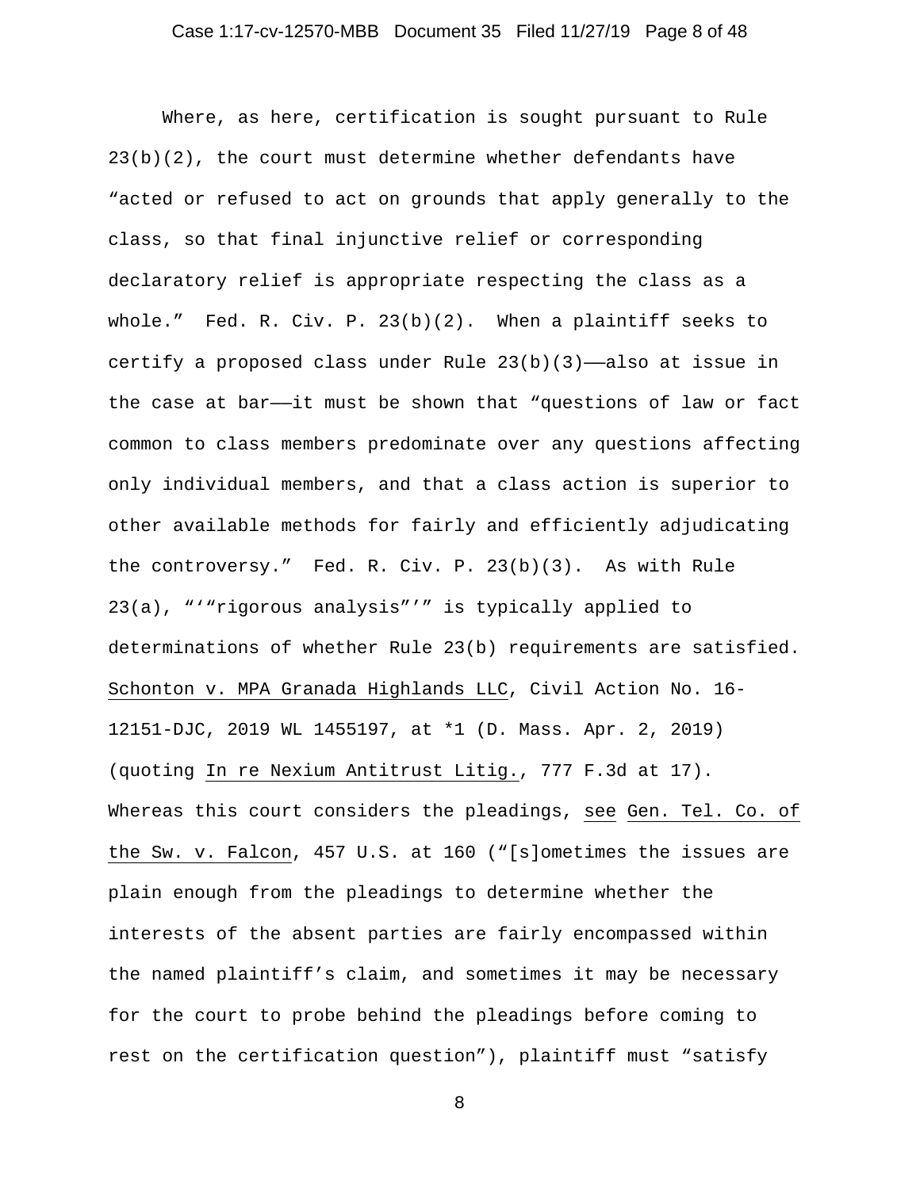Where, as here, certification is sought pursuant to Rule 23(b)(2), the court must determine whether defendants have "acted or refused to act on grounds that apply generally to the class, so that final injunctive relief or corresponding declaratory relief is appropriate respecting the class as a whole." Fed. R. Civ. P. 23(b)(2). When a plaintiff seeks to certify a proposed class under Rule 23(b)(3)——also at issue in the case at bar——it must be shown that "questions of law or fact common to class members predominate over any questions affecting only individual members, and that a class action is superior to other available methods for fairly and efficiently adjudicating the controversy." Fed. R. Civ. P. 23(b)(3). As with Rule 23(a), "'"rigorous analysis"'" is typically applied to determinations of whether Rule 23(b) requirements are satisfied. Schonton v. MPA Granada Highlands LLC, Civil Action No. 16-12151-DJC, 2019 WL 1455197, at *1 (D. Mass. Apr. 2, 2019) (quoting In re Nexium Antitrust Litig., 777 F.3d at 17). Whereas this court considers the pleadings, see Gen. Tel. Co. of the Sw. v. Falcon, 457 U.S. at 160 ("[s]ometimes the issues are plain enough from the pleadings to determine whether the interests of the absent parties are fairly encompassed within the named plaintiff's claim, and sometimes it may be necessary for the court to probe behind the pleadings before coming to rest on the certification question"), plaintiff must "satisfy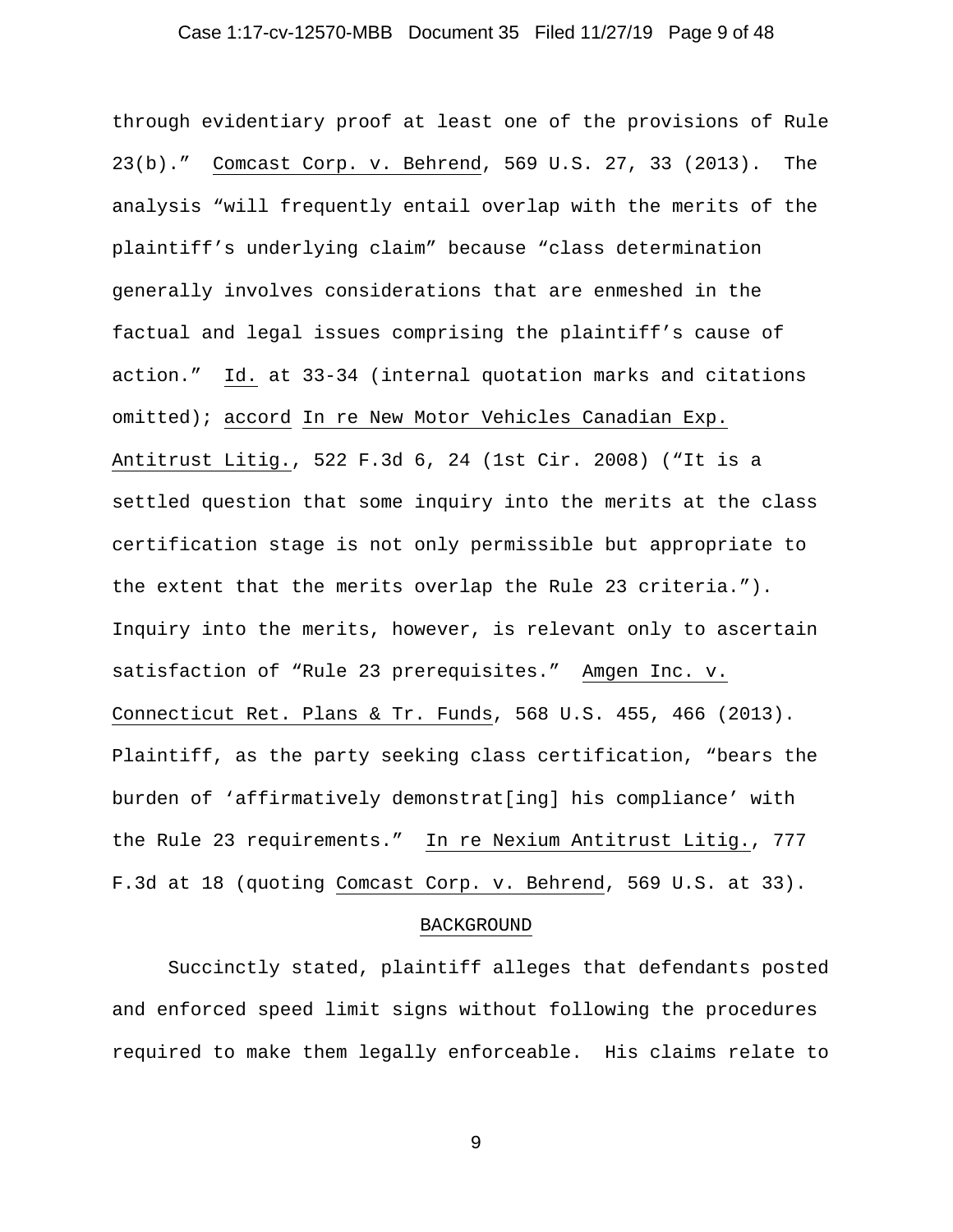through evidentiary proof at least one of the provisions of Rule 23(b)." Comcast Corp. v. Behrend, 569 U.S. 27, 33 (2013). The analysis "will frequently entail overlap with the merits of the plaintiff's underlying claim" because "class determination generally involves considerations that are enmeshed in the factual and legal issues comprising the plaintiff's cause of action." Id. at 33-34 (internal quotation marks and citations omitted); accord In re New Motor Vehicles Canadian Exp. Antitrust Litig., 522 F.3d 6, 24 (1st Cir. 2008) ("It is a settled question that some inquiry into the merits at the class certification stage is not only permissible but appropriate to the extent that the merits overlap the Rule 23 criteria."). Inquiry into the merits, however, is relevant only to ascertain satisfaction of "Rule 23 prerequisites." Amgen Inc. v. Connecticut Ret. Plans & Tr. Funds, 568 U.S. 455, 466 (2013). Plaintiff, as the party seeking class certification, "bears the burden of 'affirmatively demonstrat[ing] his compliance' with the Rule 23 requirements." In re Nexium Antitrust Litig., 777 F.3d at 18 (quoting Comcast Corp. v. Behrend, 569 U.S. at 33).

## BACKGROUND

Succinctly stated, plaintiff alleges that defendants posted and enforced speed limit signs without following the procedures required to make them legally enforceable. His claims relate to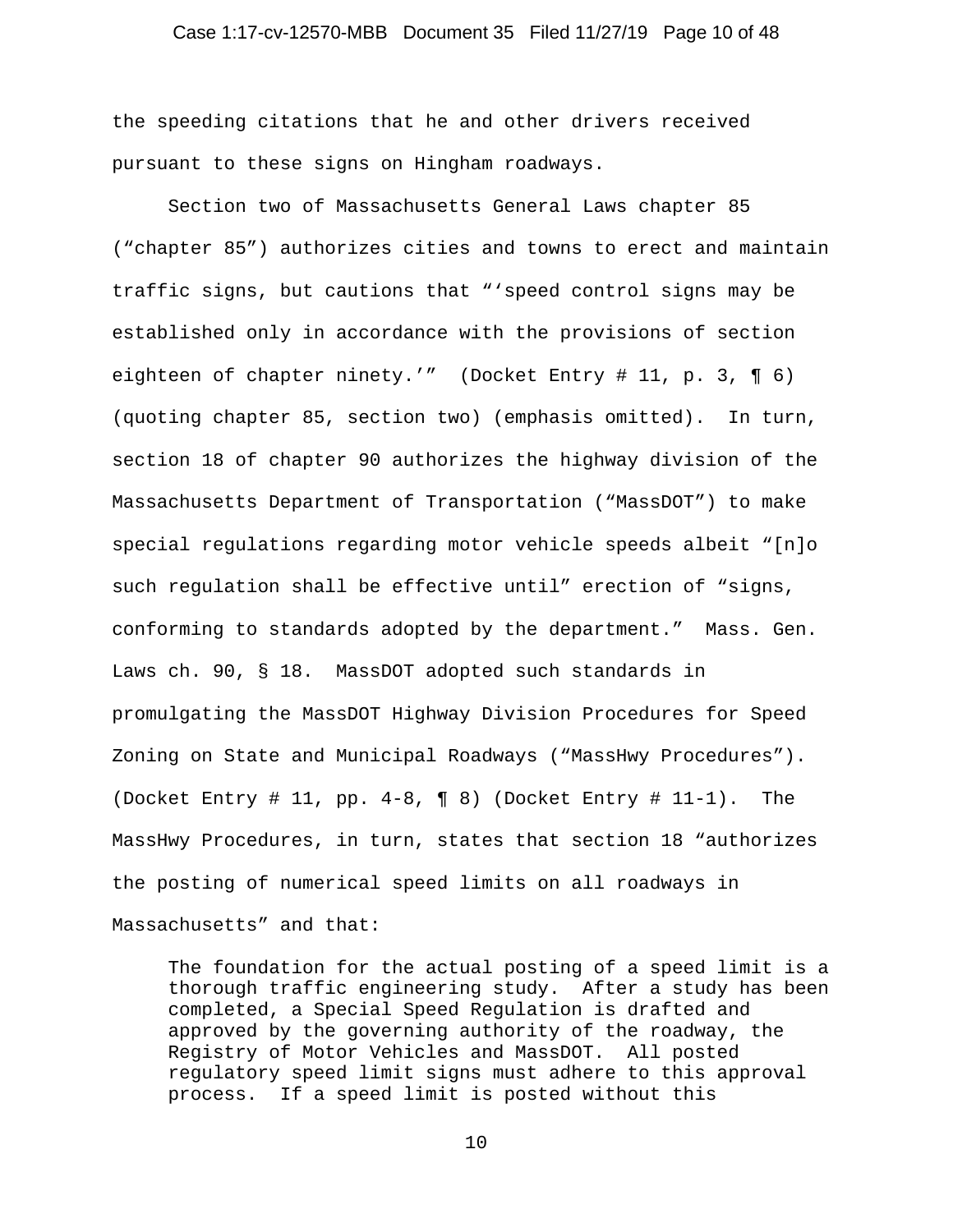the speeding citations that he and other drivers received pursuant to these signs on Hingham roadways.

Section two of Massachusetts General Laws chapter 85 ("chapter 85") authorizes cities and towns to erect and maintain traffic signs, but cautions that "'speed control signs may be established only in accordance with the provisions of section eighteen of chapter ninety.'" (Docket Entry # 11, p. 3, ¶ 6) (quoting chapter 85, section two) (emphasis omitted). In turn, section 18 of chapter 90 authorizes the highway division of the Massachusetts Department of Transportation ("MassDOT") to make special regulations regarding motor vehicle speeds albeit "[n]o such regulation shall be effective until" erection of "signs, conforming to standards adopted by the department." Mass. Gen. Laws ch. 90, § 18. MassDOT adopted such standards in promulgating the MassDOT Highway Division Procedures for Speed Zoning on State and Municipal Roadways ("MassHwy Procedures"). (Docket Entry # 11, pp. 4-8, ¶ 8) (Docket Entry # 11-1). The MassHwy Procedures, in turn, states that section 18 "authorizes the posting of numerical speed limits on all roadways in Massachusetts" and that:

> The foundation for the actual posting of a speed limit is a thorough traffic engineering study. After a study has been completed, a Special Speed Regulation is drafted and approved by the governing authority of the roadway, the Registry of Motor Vehicles and MassDOT. All posted regulatory speed limit signs must adhere to this approval process. If a speed limit is posted without this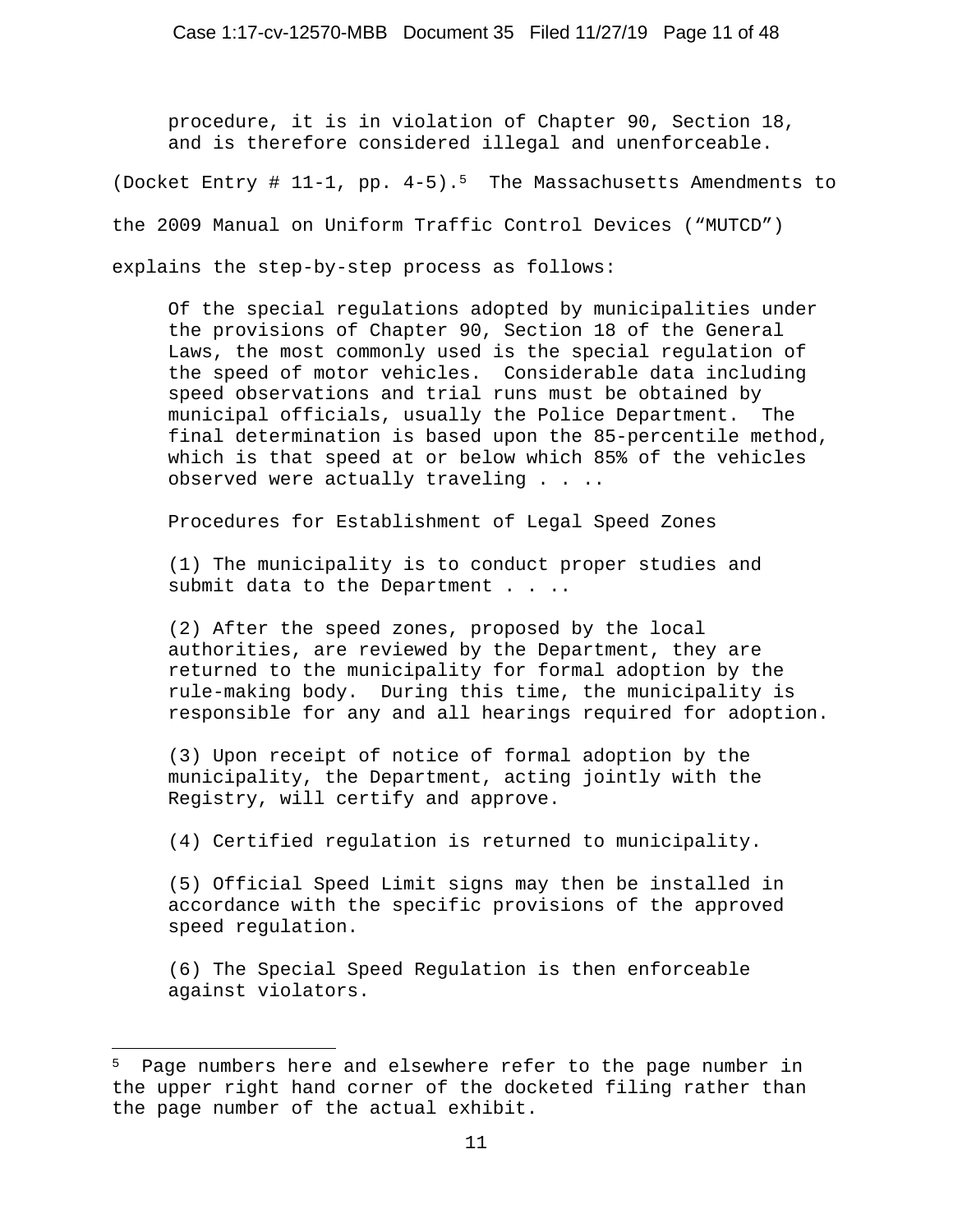> procedure, it is in violation of Chapter 90, Section 18, and is therefore considered illegal and unenforceable.

(Docket Entry # 11-1, pp. 4-5).[5] The Massachusetts Amendments to the 2009 Manual on Uniform Traffic Control Devices ("MUTCD") explains the step-by-step process as follows:

> Of the special regulations adopted by municipalities under the provisions of Chapter 90, Section 18 of the General Laws, the most commonly used is the special regulation of the speed of motor vehicles. Considerable data including speed observations and trial runs must be obtained by municipal officials, usually the Police Department. The final determination is based upon the 85-percentile method, which is that speed at or below which 85% of the vehicles observed were actually traveling . . ..
>
> Procedures for Establishment of Legal Speed Zones
>
> (1) The municipality is to conduct proper studies and submit data to the Department . . ..
>
> (2) After the speed zones, proposed by the local authorities, are reviewed by the Department, they are returned to the municipality for formal adoption by the rule-making body. During this time, the municipality is responsible for any and all hearings required for adoption.
>
> (3) Upon receipt of notice of formal adoption by the municipality, the Department, acting jointly with the Registry, will certify and approve.
>
> (4) Certified regulation is returned to municipality.
>
> (5) Official Speed Limit signs may then be installed in accordance with the specific provisions of the approved speed regulation.
>
> (6) The Special Speed Regulation is then enforceable against violators.

---

[5] Page numbers here and elsewhere refer to the page number in the upper right hand corner of the docketed filing rather than the page number of the actual exhibit.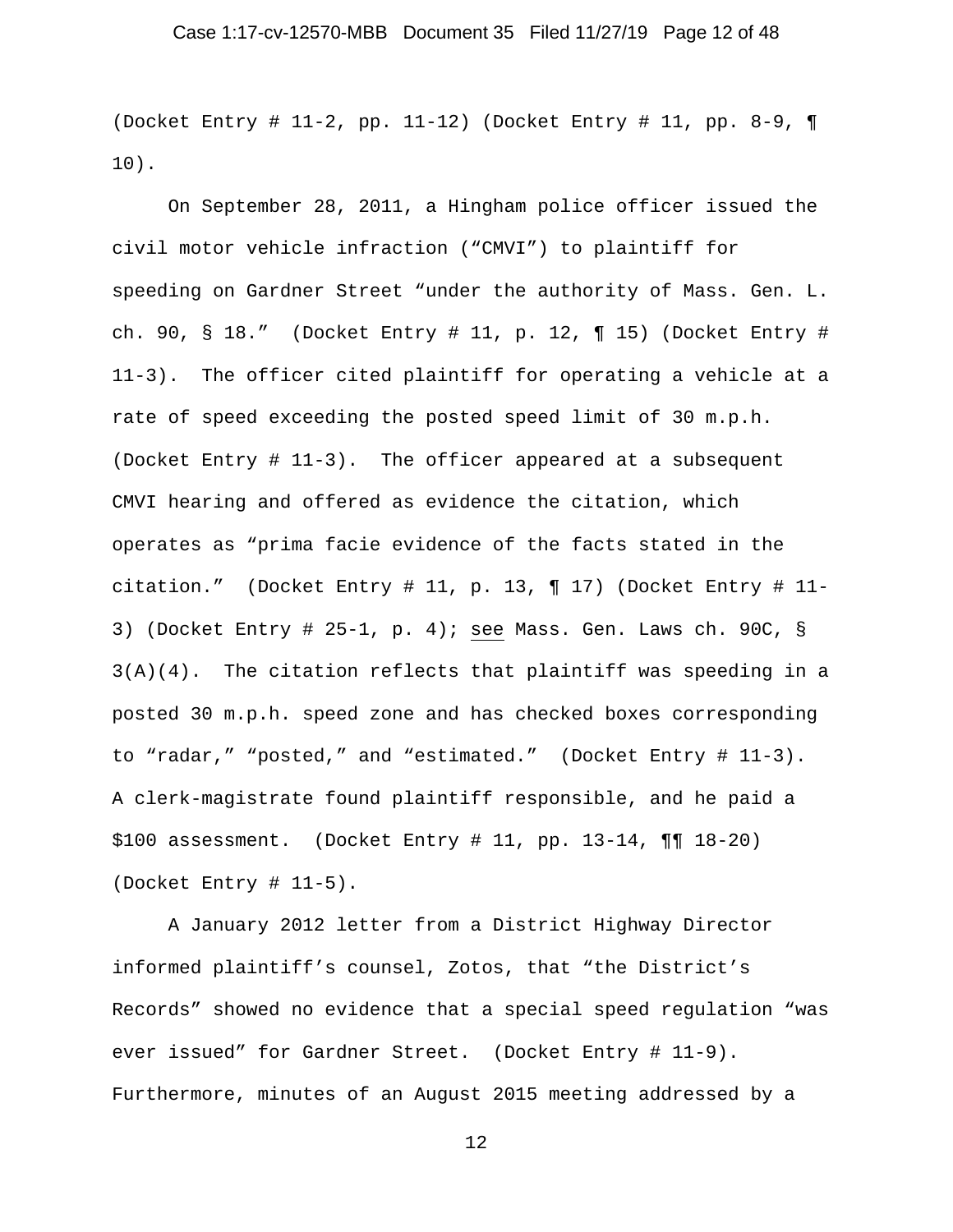(Docket Entry # 11-2, pp. 11-12) (Docket Entry # 11, pp. 8-9, ¶ 10).

On September 28, 2011, a Hingham police officer issued the civil motor vehicle infraction ("CMVI") to plaintiff for speeding on Gardner Street "under the authority of Mass. Gen. L. ch. 90, § 18." (Docket Entry # 11, p. 12, ¶ 15) (Docket Entry # 11-3). The officer cited plaintiff for operating a vehicle at a rate of speed exceeding the posted speed limit of 30 m.p.h. (Docket Entry # 11-3). The officer appeared at a subsequent CMVI hearing and offered as evidence the citation, which operates as "prima facie evidence of the facts stated in the citation." (Docket Entry # 11, p. 13, ¶ 17) (Docket Entry # 11-3) (Docket Entry # 25-1, p. 4); see Mass. Gen. Laws ch. 90C, § 3(A)(4). The citation reflects that plaintiff was speeding in a posted 30 m.p.h. speed zone and has checked boxes corresponding to "radar," "posted," and "estimated." (Docket Entry # 11-3). A clerk-magistrate found plaintiff responsible, and he paid a $100 assessment. (Docket Entry # 11, pp. 13-14, ¶¶ 18-20) (Docket Entry # 11-5).

A January 2012 letter from a District Highway Director informed plaintiff's counsel, Zotos, that "the District's Records" showed no evidence that a special speed regulation "was ever issued" for Gardner Street. (Docket Entry # 11-9). Furthermore, minutes of an August 2015 meeting addressed by a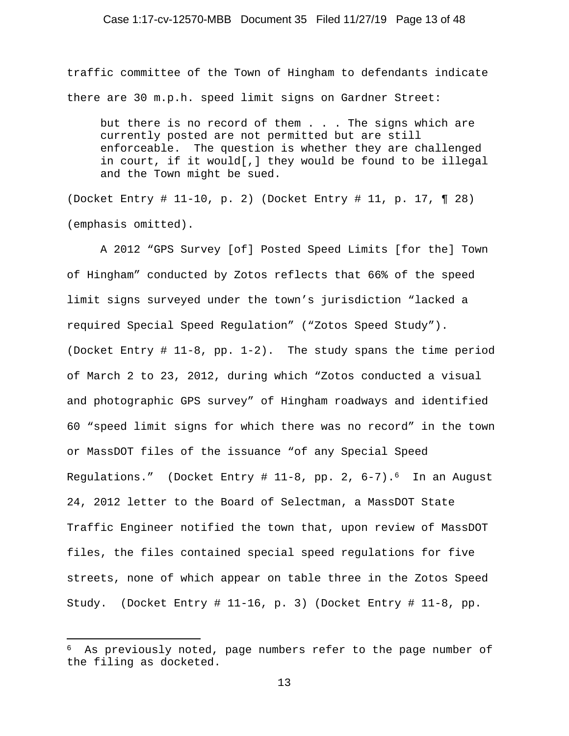traffic committee of the Town of Hingham to defendants indicate there are 30 m.p.h. speed limit signs on Gardner Street:

> but there is no record of them . . . The signs which are currently posted are not permitted but are still enforceable. The question is whether they are challenged in court, if it would[,] they would be found to be illegal and the Town might be sued.

(Docket Entry # 11-10, p. 2) (Docket Entry # 11, p. 17, ¶ 28) (emphasis omitted).

A 2012 "GPS Survey [of] Posted Speed Limits [for the] Town of Hingham" conducted by Zotos reflects that 66% of the speed limit signs surveyed under the town's jurisdiction "lacked a required Special Speed Regulation" ("Zotos Speed Study"). (Docket Entry # 11-8, pp. 1-2). The study spans the time period of March 2 to 23, 2012, during which "Zotos conducted a visual and photographic GPS survey" of Hingham roadways and identified 60 "speed limit signs for which there was no record" in the town or MassDOT files of the issuance "of any Special Speed Regulations." (Docket Entry # 11-8, pp. 2, 6-7).[6] In an August 24, 2012 letter to the Board of Selectman, a MassDOT State Traffic Engineer notified the town that, upon review of MassDOT files, the files contained special speed regulations for five streets, none of which appear on table three in the Zotos Speed Study. (Docket Entry # 11-16, p. 3) (Docket Entry # 11-8, pp.

---

[6] As previously noted, page numbers refer to the page number of the filing as docketed.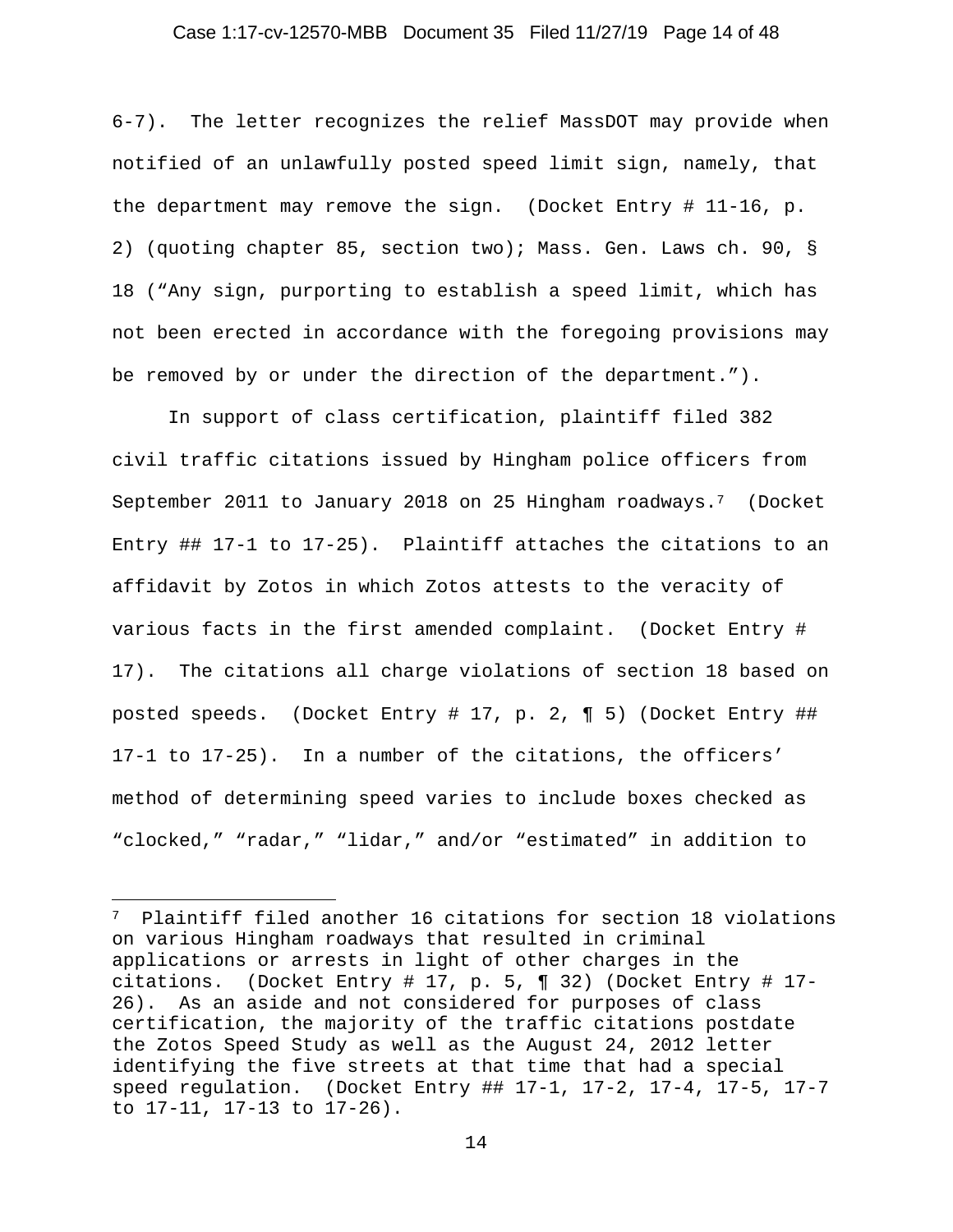6-7). The letter recognizes the relief MassDOT may provide when notified of an unlawfully posted speed limit sign, namely, that the department may remove the sign. (Docket Entry # 11-16, p. 2) (quoting chapter 85, section two); Mass. Gen. Laws ch. 90, § 18 ("Any sign, purporting to establish a speed limit, which has not been erected in accordance with the foregoing provisions may be removed by or under the direction of the department.").

In support of class certification, plaintiff filed 382 civil traffic citations issued by Hingham police officers from September 2011 to January 2018 on 25 Hingham roadways.[7] (Docket Entry ## 17-1 to 17-25). Plaintiff attaches the citations to an affidavit by Zotos in which Zotos attests to the veracity of various facts in the first amended complaint. (Docket Entry # 17). The citations all charge violations of section 18 based on posted speeds. (Docket Entry # 17, p. 2, ¶ 5) (Docket Entry ## 17-1 to 17-25). In a number of the citations, the officers' method of determining speed varies to include boxes checked as "clocked," "radar," "lidar," and/or "estimated" in addition to

---

[7] Plaintiff filed another 16 citations for section 18 violations on various Hingham roadways that resulted in criminal applications or arrests in light of other charges in the citations. (Docket Entry # 17, p. 5, ¶ 32) (Docket Entry # 17-26). As an aside and not considered for purposes of class certification, the majority of the traffic citations postdate the Zotos Speed Study as well as the August 24, 2012 letter identifying the five streets at that time that had a special speed regulation. (Docket Entry ## 17-1, 17-2, 17-4, 17-5, 17-7 to 17-11, 17-13 to 17-26).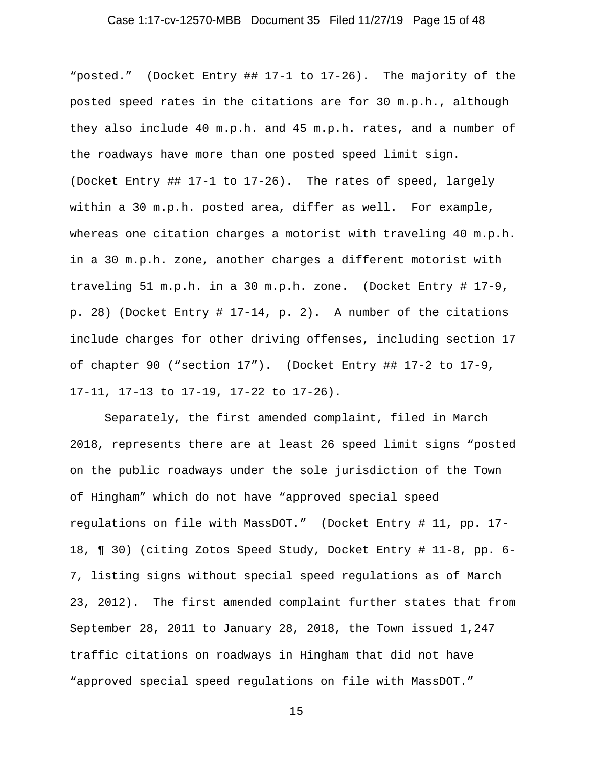"posted." (Docket Entry ## 17-1 to 17-26). The majority of the posted speed rates in the citations are for 30 m.p.h., although they also include 40 m.p.h. and 45 m.p.h. rates, and a number of the roadways have more than one posted speed limit sign. (Docket Entry ## 17-1 to 17-26). The rates of speed, largely within a 30 m.p.h. posted area, differ as well. For example, whereas one citation charges a motorist with traveling 40 m.p.h. in a 30 m.p.h. zone, another charges a different motorist with traveling 51 m.p.h. in a 30 m.p.h. zone. (Docket Entry # 17-9, p. 28) (Docket Entry # 17-14, p. 2). A number of the citations include charges for other driving offenses, including section 17 of chapter 90 ("section 17"). (Docket Entry ## 17-2 to 17-9, 17-11, 17-13 to 17-19, 17-22 to 17-26).

Separately, the first amended complaint, filed in March 2018, represents there are at least 26 speed limit signs "posted on the public roadways under the sole jurisdiction of the Town of Hingham" which do not have "approved special speed regulations on file with MassDOT." (Docket Entry # 11, pp. 17-18, ¶ 30) (citing Zotos Speed Study, Docket Entry # 11-8, pp. 6-7, listing signs without special speed regulations as of March 23, 2012). The first amended complaint further states that from September 28, 2011 to January 28, 2018, the Town issued 1,247 traffic citations on roadways in Hingham that did not have "approved special speed regulations on file with MassDOT."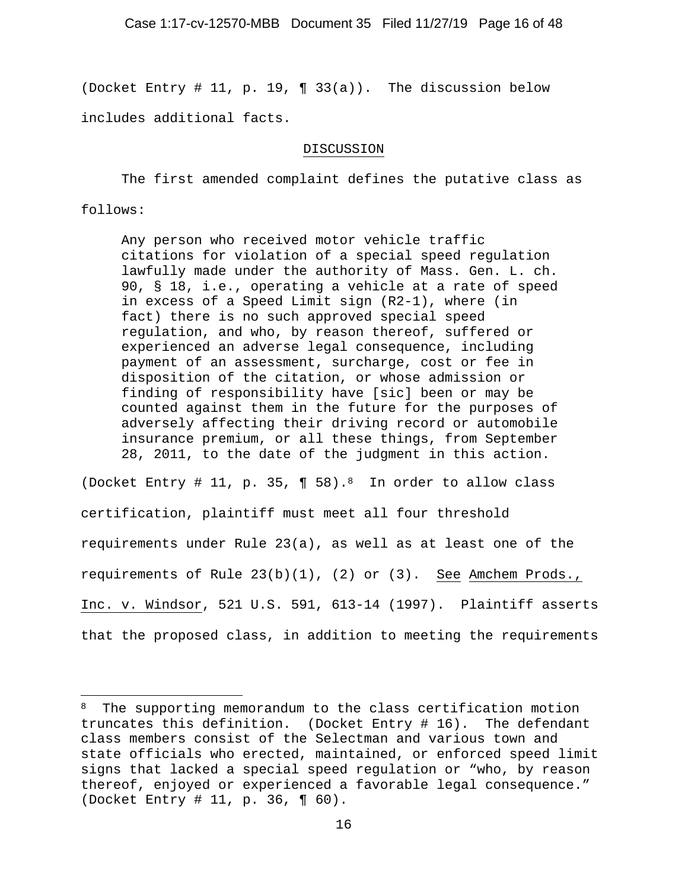(Docket Entry # 11, p. 19, ¶ 33(a)). The discussion below includes additional facts.

## DISCUSSION

The first amended complaint defines the putative class as follows:

> Any person who received motor vehicle traffic citations for violation of a special speed regulation lawfully made under the authority of Mass. Gen. L. ch. 90, § 18, i.e., operating a vehicle at a rate of speed in excess of a Speed Limit sign (R2-1), where (in fact) there is no such approved special speed regulation, and who, by reason thereof, suffered or experienced an adverse legal consequence, including payment of an assessment, surcharge, cost or fee in disposition of the citation, or whose admission or finding of responsibility have [sic] been or may be counted against them in the future for the purposes of adversely affecting their driving record or automobile insurance premium, or all these things, from September 28, 2011, to the date of the judgment in this action.

(Docket Entry # 11, p. 35, ¶ 58).[8] In order to allow class certification, plaintiff must meet all four threshold requirements under Rule 23(a), as well as at least one of the requirements of Rule 23(b)(1), (2) or (3). See Amchem Prods., Inc. v. Windsor, 521 U.S. 591, 613-14 (1997). Plaintiff asserts that the proposed class, in addition to meeting the requirements

---

[8] The supporting memorandum to the class certification motion truncates this definition. (Docket Entry # 16). The defendant class members consist of the Selectman and various town and state officials who erected, maintained, or enforced speed limit signs that lacked a special speed regulation or "who, by reason thereof, enjoyed or experienced a favorable legal consequence." (Docket Entry # 11, p. 36, ¶ 60).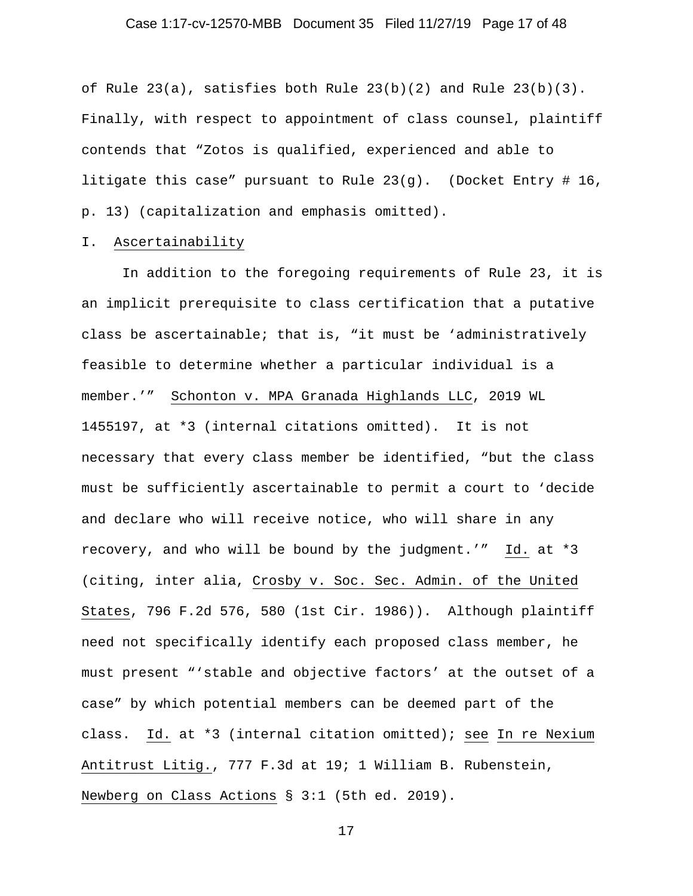of Rule 23(a), satisfies both Rule 23(b)(2) and Rule 23(b)(3). Finally, with respect to appointment of class counsel, plaintiff contends that "Zotos is qualified, experienced and able to litigate this case" pursuant to Rule 23(g). (Docket Entry # 16, p. 13) (capitalization and emphasis omitted).

## I. Ascertainability

In addition to the foregoing requirements of Rule 23, it is an implicit prerequisite to class certification that a putative class be ascertainable; that is, "it must be 'administratively feasible to determine whether a particular individual is a member.'" Schonton v. MPA Granada Highlands LLC, 2019 WL 1455197, at *3 (internal citations omitted). It is not necessary that every class member be identified, "but the class must be sufficiently ascertainable to permit a court to 'decide and declare who will receive notice, who will share in any recovery, and who will be bound by the judgment.'" Id. at *3 (citing, inter alia, Crosby v. Soc. Sec. Admin. of the United States, 796 F.2d 576, 580 (1st Cir. 1986)). Although plaintiff need not specifically identify each proposed class member, he must present "'stable and objective factors' at the outset of a case" by which potential members can be deemed part of the class. Id. at *3 (internal citation omitted); see In re Nexium Antitrust Litig., 777 F.3d at 19; 1 William B. Rubenstein, Newberg on Class Actions § 3:1 (5th ed. 2019).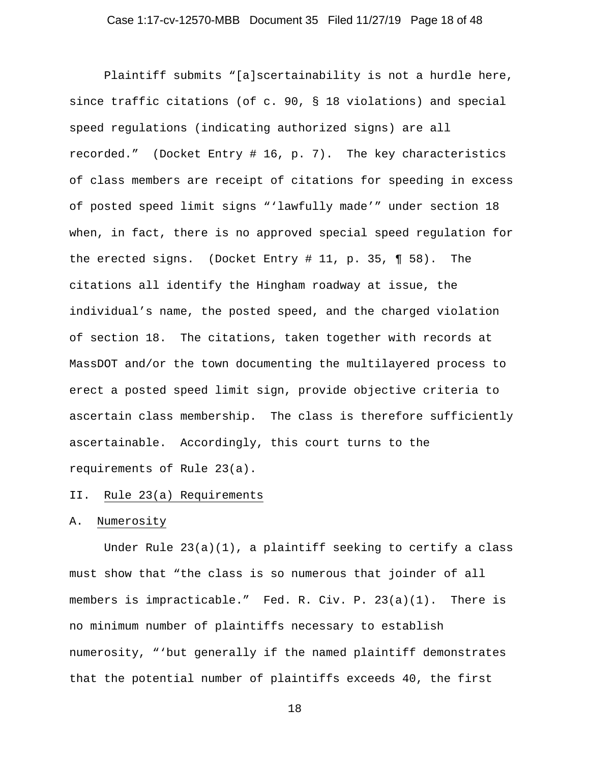Plaintiff submits "[a]scertainability is not a hurdle here, since traffic citations (of c. 90, § 18 violations) and special speed regulations (indicating authorized signs) are all recorded." (Docket Entry # 16, p. 7). The key characteristics of class members are receipt of citations for speeding in excess of posted speed limit signs "'lawfully made'" under section 18 when, in fact, there is no approved special speed regulation for the erected signs. (Docket Entry # 11, p. 35, ¶ 58). The citations all identify the Hingham roadway at issue, the individual's name, the posted speed, and the charged violation of section 18. The citations, taken together with records at MassDOT and/or the town documenting the multilayered process to erect a posted speed limit sign, provide objective criteria to ascertain class membership. The class is therefore sufficiently ascertainable. Accordingly, this court turns to the requirements of Rule 23(a).

## II. Rule 23(a) Requirements

### A. Numerosity

Under Rule 23(a)(1), a plaintiff seeking to certify a class must show that "the class is so numerous that joinder of all members is impracticable." Fed. R. Civ. P. 23(a)(1). There is no minimum number of plaintiffs necessary to establish numerosity, "'but generally if the named plaintiff demonstrates that the potential number of plaintiffs exceeds 40, the first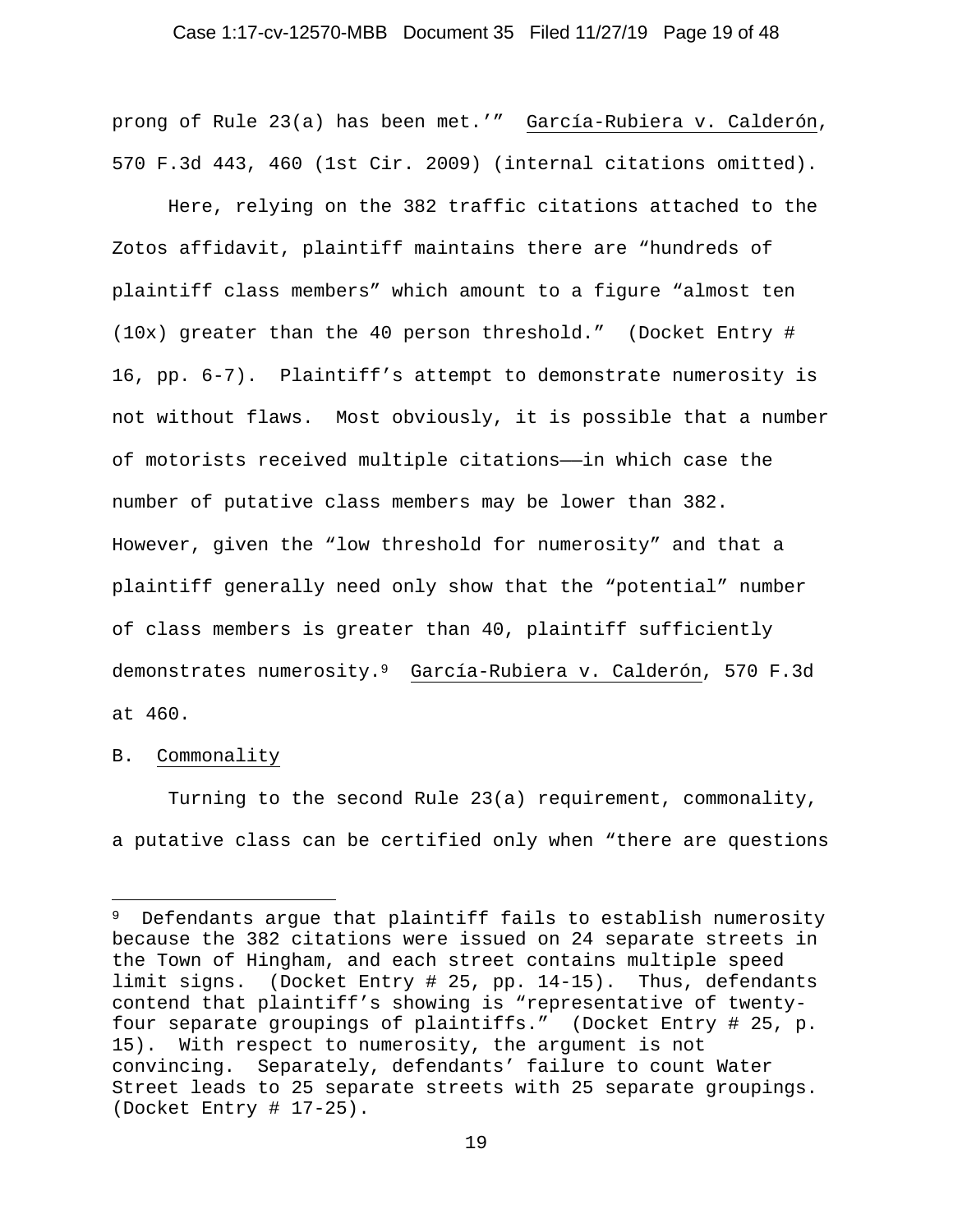prong of Rule 23(a) has been met.'" García-Rubiera v. Calderón, 570 F.3d 443, 460 (1st Cir. 2009) (internal citations omitted).

Here, relying on the 382 traffic citations attached to the Zotos affidavit, plaintiff maintains there are "hundreds of plaintiff class members" which amount to a figure "almost ten (10x) greater than the 40 person threshold." (Docket Entry # 16, pp. 6-7). Plaintiff's attempt to demonstrate numerosity is not without flaws. Most obviously, it is possible that a number of motorists received multiple citations——in which case the number of putative class members may be lower than 382. However, given the "low threshold for numerosity" and that a plaintiff generally need only show that the "potential" number of class members is greater than 40, plaintiff sufficiently demonstrates numerosity.[9] García-Rubiera v. Calderón, 570 F.3d at 460.

B. Commonality

Turning to the second Rule 23(a) requirement, commonality, a putative class can be certified only when "there are questions

---

[9] Defendants argue that plaintiff fails to establish numerosity because the 382 citations were issued on 24 separate streets in the Town of Hingham, and each street contains multiple speed limit signs. (Docket Entry # 25, pp. 14-15). Thus, defendants contend that plaintiff's showing is "representative of twenty-four separate groupings of plaintiffs." (Docket Entry # 25, p. 15). With respect to numerosity, the argument is not convincing. Separately, defendants' failure to count Water Street leads to 25 separate streets with 25 separate groupings. (Docket Entry # 17-25).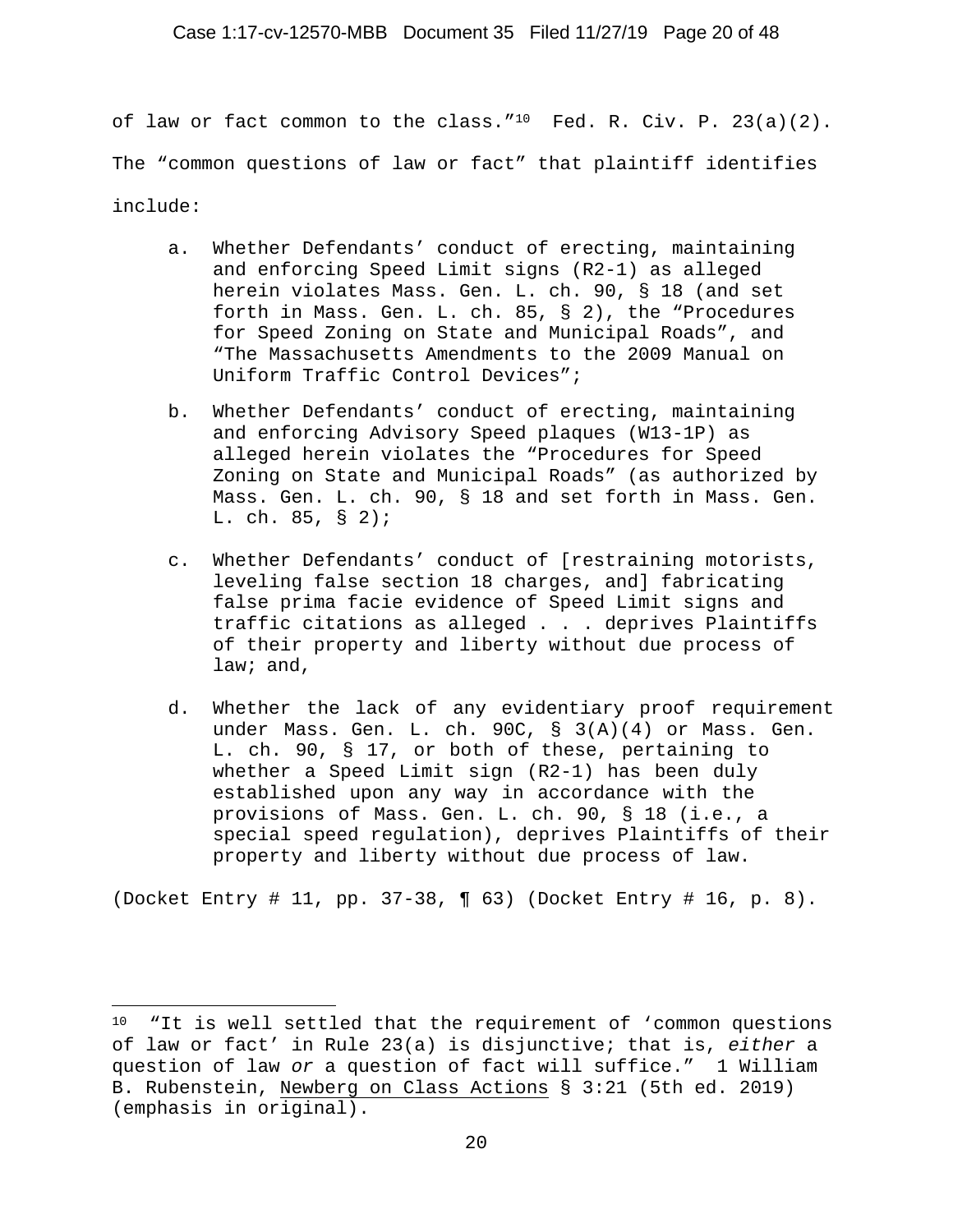of law or fact common to the class."[10] Fed. R. Civ. P. 23(a)(2). The "common questions of law or fact" that plaintiff identifies include:

a. Whether Defendants' conduct of erecting, maintaining and enforcing Speed Limit signs (R2-1) as alleged herein violates Mass. Gen. L. ch. 90, § 18 (and set forth in Mass. Gen. L. ch. 85, § 2), the "Procedures for Speed Zoning on State and Municipal Roads", and "The Massachusetts Amendments to the 2009 Manual on Uniform Traffic Control Devices";

b. Whether Defendants' conduct of erecting, maintaining and enforcing Advisory Speed plaques (W13-1P) as alleged herein violates the "Procedures for Speed Zoning on State and Municipal Roads" (as authorized by Mass. Gen. L. ch. 90, § 18 and set forth in Mass. Gen. L. ch. 85, § 2);

c. Whether Defendants' conduct of [restraining motorists, leveling false section 18 charges, and] fabricating false prima facie evidence of Speed Limit signs and traffic citations as alleged . . . deprives Plaintiffs of their property and liberty without due process of law; and,

d. Whether the lack of any evidentiary proof requirement under Mass. Gen. L. ch. 90C, § 3(A)(4) or Mass. Gen. L. ch. 90, § 17, or both of these, pertaining to whether a Speed Limit sign (R2-1) has been duly established upon any way in accordance with the provisions of Mass. Gen. L. ch. 90, § 18 (i.e., a special speed regulation), deprives Plaintiffs of their property and liberty without due process of law.

(Docket Entry # 11, pp. 37-38, ¶ 63) (Docket Entry # 16, p. 8).

---

[10] "It is well settled that the requirement of 'common questions of law or fact' in Rule 23(a) is disjunctive; that is, *either* a question of law *or* a question of fact will suffice." 1 William B. Rubenstein, Newberg on Class Actions § 3:21 (5th ed. 2019) (emphasis in original).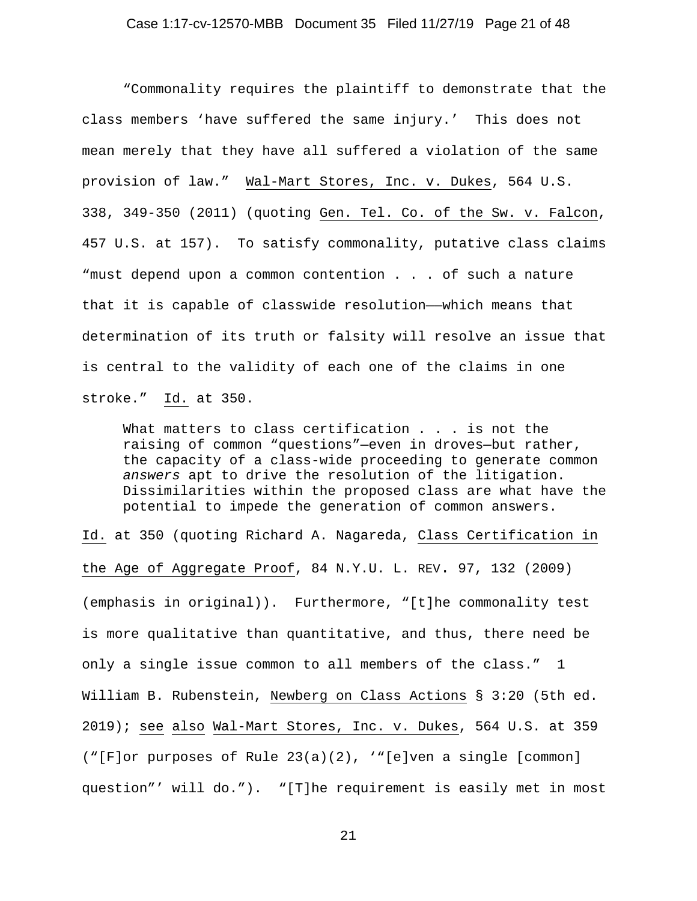"Commonality requires the plaintiff to demonstrate that the class members 'have suffered the same injury.' This does not mean merely that they have all suffered a violation of the same provision of law." Wal-Mart Stores, Inc. v. Dukes, 564 U.S. 338, 349-350 (2011) (quoting Gen. Tel. Co. of the Sw. v. Falcon, 457 U.S. at 157). To satisfy commonality, putative class claims "must depend upon a common contention . . . of such a nature that it is capable of classwide resolution——which means that determination of its truth or falsity will resolve an issue that is central to the validity of each one of the claims in one stroke." Id. at 350.

> What matters to class certification . . . is not the raising of common "questions"—even in droves—but rather, the capacity of a class-wide proceeding to generate common *answers* apt to drive the resolution of the litigation. Dissimilarities within the proposed class are what have the potential to impede the generation of common answers.

Id. at 350 (quoting Richard A. Nagareda, Class Certification in the Age of Aggregate Proof, 84 N.Y.U. L. REV. 97, 132 (2009) (emphasis in original)). Furthermore, "[t]he commonality test is more qualitative than quantitative, and thus, there need be only a single issue common to all members of the class." 1 William B. Rubenstein, Newberg on Class Actions § 3:20 (5th ed. 2019); see also Wal-Mart Stores, Inc. v. Dukes, 564 U.S. at 359 ("[F]or purposes of Rule 23(a)(2), '"[e]ven a single [common] question"' will do."). "[T]he requirement is easily met in most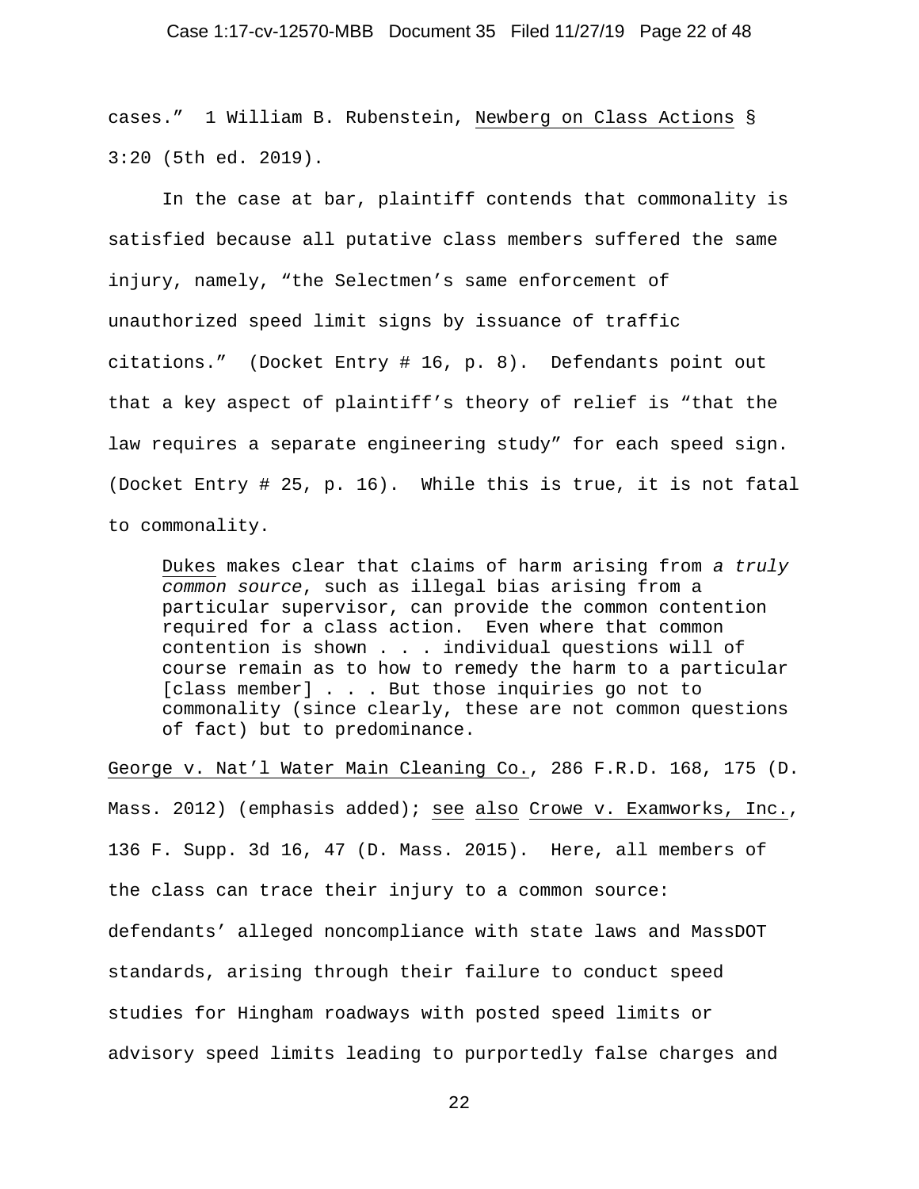cases." 1 William B. Rubenstein, Newberg on Class Actions § 3:20 (5th ed. 2019).

In the case at bar, plaintiff contends that commonality is satisfied because all putative class members suffered the same injury, namely, "the Selectmen's same enforcement of unauthorized speed limit signs by issuance of traffic citations." (Docket Entry # 16, p. 8). Defendants point out that a key aspect of plaintiff's theory of relief is "that the law requires a separate engineering study" for each speed sign. (Docket Entry # 25, p. 16). While this is true, it is not fatal to commonality.

> Dukes makes clear that claims of harm arising from *a truly common source*, such as illegal bias arising from a particular supervisor, can provide the common contention required for a class action. Even where that common contention is shown . . . individual questions will of course remain as to how to remedy the harm to a particular [class member] . . . But those inquiries go not to commonality (since clearly, these are not common questions of fact) but to predominance.

George v. Nat'l Water Main Cleaning Co., 286 F.R.D. 168, 175 (D. Mass. 2012) (emphasis added); see also Crowe v. Examworks, Inc., 136 F. Supp. 3d 16, 47 (D. Mass. 2015). Here, all members of the class can trace their injury to a common source: defendants' alleged noncompliance with state laws and MassDOT standards, arising through their failure to conduct speed studies for Hingham roadways with posted speed limits or advisory speed limits leading to purportedly false charges and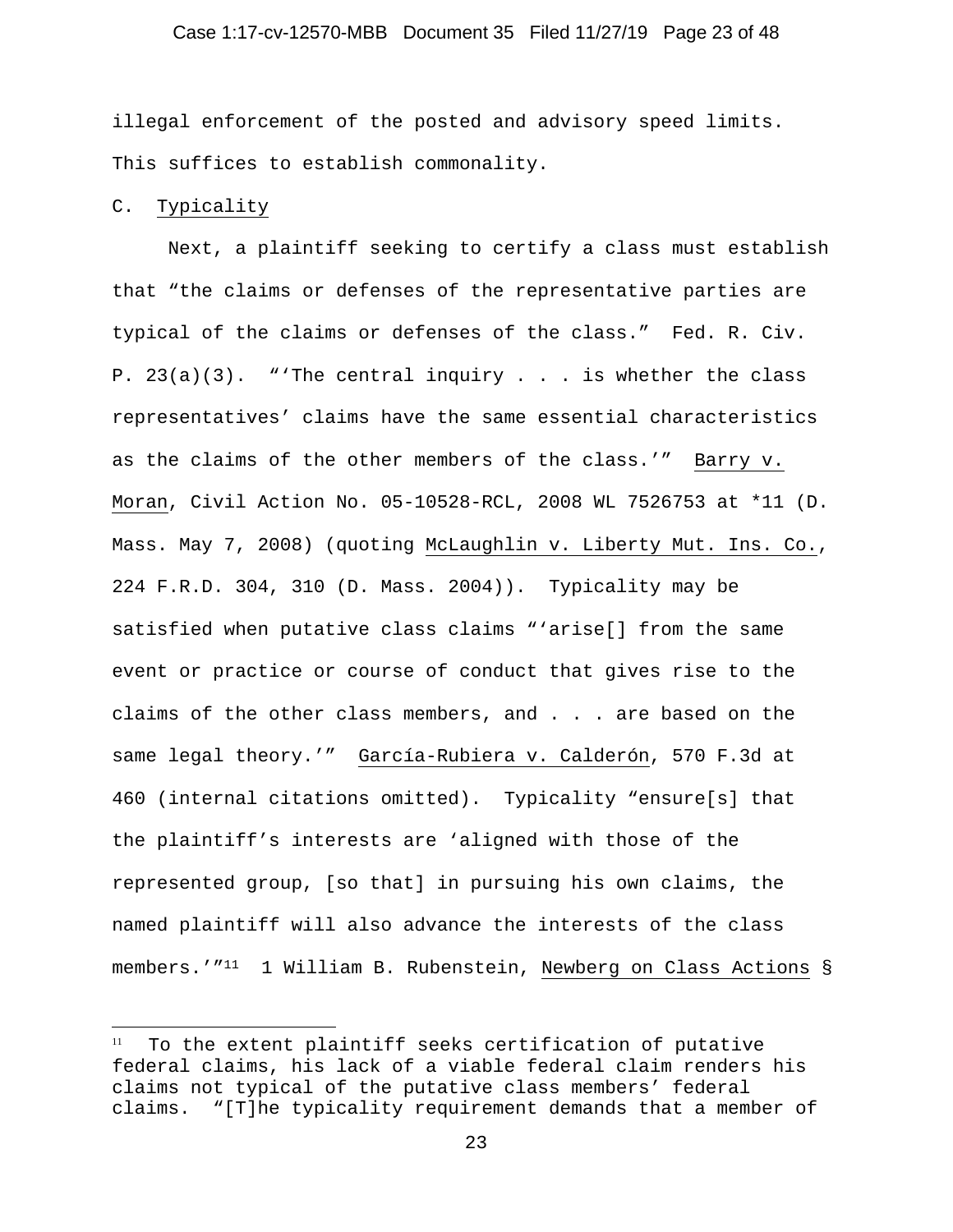illegal enforcement of the posted and advisory speed limits. This suffices to establish commonality.

C. Typicality

Next, a plaintiff seeking to certify a class must establish that "the claims or defenses of the representative parties are typical of the claims or defenses of the class." Fed. R. Civ. P. 23(a)(3). "'The central inquiry . . . is whether the class representatives' claims have the same essential characteristics as the claims of the other members of the class.'" Barry v. Moran, Civil Action No. 05-10528-RCL, 2008 WL 7526753 at *11 (D. Mass. May 7, 2008) (quoting McLaughlin v. Liberty Mut. Ins. Co., 224 F.R.D. 304, 310 (D. Mass. 2004)). Typicality may be satisfied when putative class claims "'arise[] from the same event or practice or course of conduct that gives rise to the claims of the other class members, and . . . are based on the same legal theory.'" García-Rubiera v. Calderón, 570 F.3d at 460 (internal citations omitted). Typicality "ensure[s] that the plaintiff's interests are 'aligned with those of the represented group, [so that] in pursuing his own claims, the named plaintiff will also advance the interests of the class members.'"[11] 1 William B. Rubenstein, Newberg on Class Actions §

[11] To the extent plaintiff seeks certification of putative federal claims, his lack of a viable federal claim renders his claims not typical of the putative class members' federal claims. "[T]he typicality requirement demands that a member of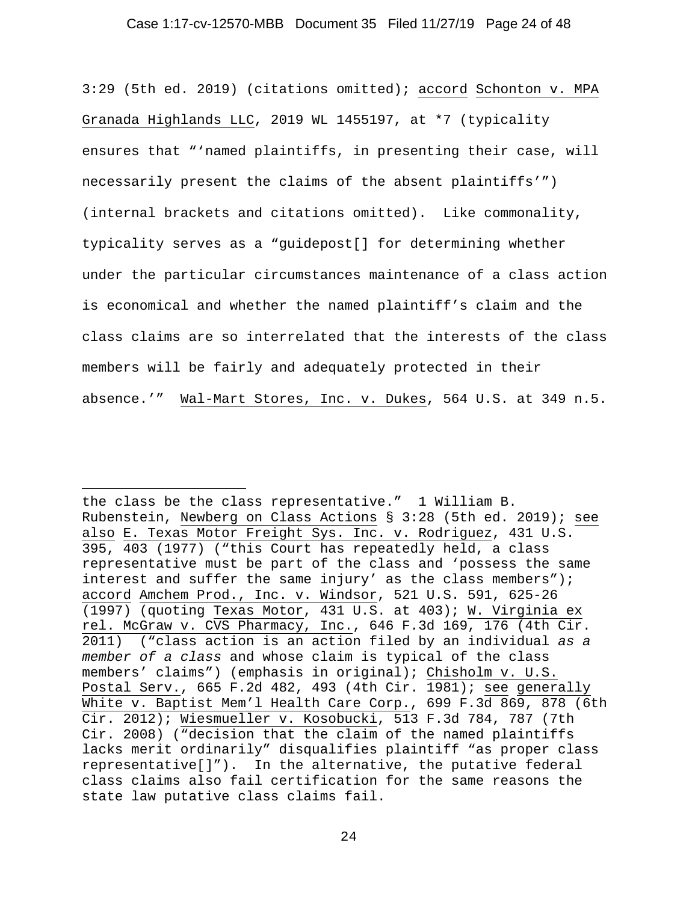3:29 (5th ed. 2019) (citations omitted); accord Schonton v. MPA Granada Highlands LLC, 2019 WL 1455197, at *7 (typicality ensures that "'named plaintiffs, in presenting their case, will necessarily present the claims of the absent plaintiffs'") (internal brackets and citations omitted). Like commonality, typicality serves as a "guidepost[] for determining whether under the particular circumstances maintenance of a class action is economical and whether the named plaintiff's claim and the class claims are so interrelated that the interests of the class members will be fairly and adequately protected in their absence.'" Wal-Mart Stores, Inc. v. Dukes, 564 U.S. at 349 n.5.

---

the class be the class representative." 1 William B. Rubenstein, Newberg on Class Actions § 3:28 (5th ed. 2019); see also E. Texas Motor Freight Sys. Inc. v. Rodriguez, 431 U.S. 395, 403 (1977) ("this Court has repeatedly held, a class representative must be part of the class and 'possess the same interest and suffer the same injury' as the class members"); accord Amchem Prod., Inc. v. Windsor, 521 U.S. 591, 625-26 (1997) (quoting Texas Motor, 431 U.S. at 403); W. Virginia ex rel. McGraw v. CVS Pharmacy, Inc., 646 F.3d 169, 176 (4th Cir. 2011) ("class action is an action filed by an individual *as a member of a class* and whose claim is typical of the class members' claims") (emphasis in original); Chisholm v. U.S. Postal Serv., 665 F.2d 482, 493 (4th Cir. 1981); see generally White v. Baptist Mem'l Health Care Corp., 699 F.3d 869, 878 (6th Cir. 2012); Wiesmueller v. Kosobucki, 513 F.3d 784, 787 (7th Cir. 2008) ("decision that the claim of the named plaintiffs lacks merit ordinarily" disqualifies plaintiff "as proper class representative[]"). In the alternative, the putative federal class claims also fail certification for the same reasons the state law putative class claims fail.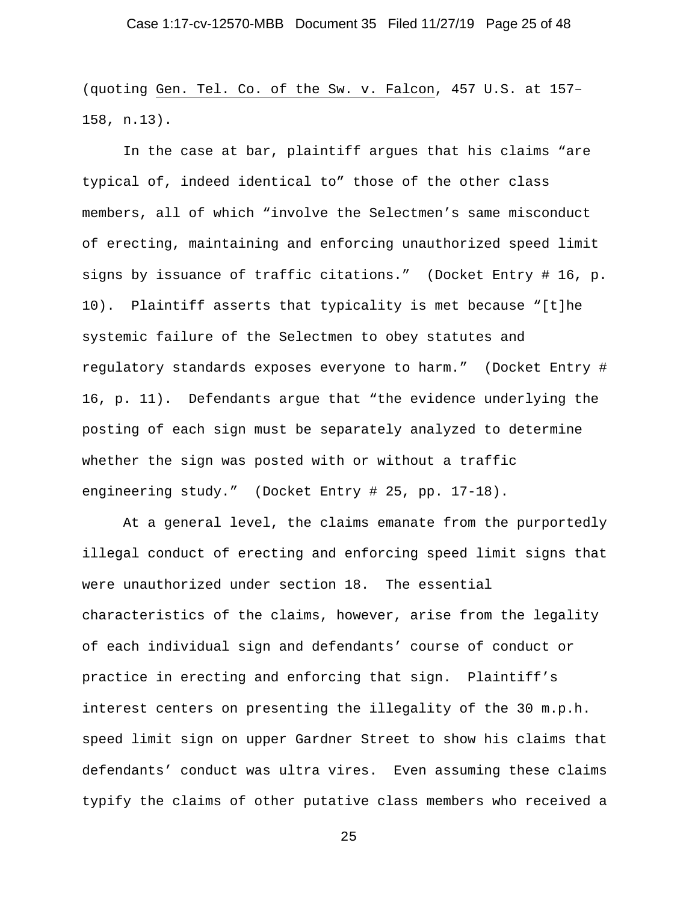(quoting Gen. Tel. Co. of the Sw. v. Falcon, 457 U.S. at 157–158, n.13).

In the case at bar, plaintiff argues that his claims "are typical of, indeed identical to" those of the other class members, all of which "involve the Selectmen's same misconduct of erecting, maintaining and enforcing unauthorized speed limit signs by issuance of traffic citations." (Docket Entry # 16, p. 10). Plaintiff asserts that typicality is met because "[t]he systemic failure of the Selectmen to obey statutes and regulatory standards exposes everyone to harm." (Docket Entry # 16, p. 11). Defendants argue that "the evidence underlying the posting of each sign must be separately analyzed to determine whether the sign was posted with or without a traffic engineering study." (Docket Entry # 25, pp. 17-18).

At a general level, the claims emanate from the purportedly illegal conduct of erecting and enforcing speed limit signs that were unauthorized under section 18. The essential characteristics of the claims, however, arise from the legality of each individual sign and defendants' course of conduct or practice in erecting and enforcing that sign. Plaintiff's interest centers on presenting the illegality of the 30 m.p.h. speed limit sign on upper Gardner Street to show his claims that defendants' conduct was ultra vires. Even assuming these claims typify the claims of other putative class members who received a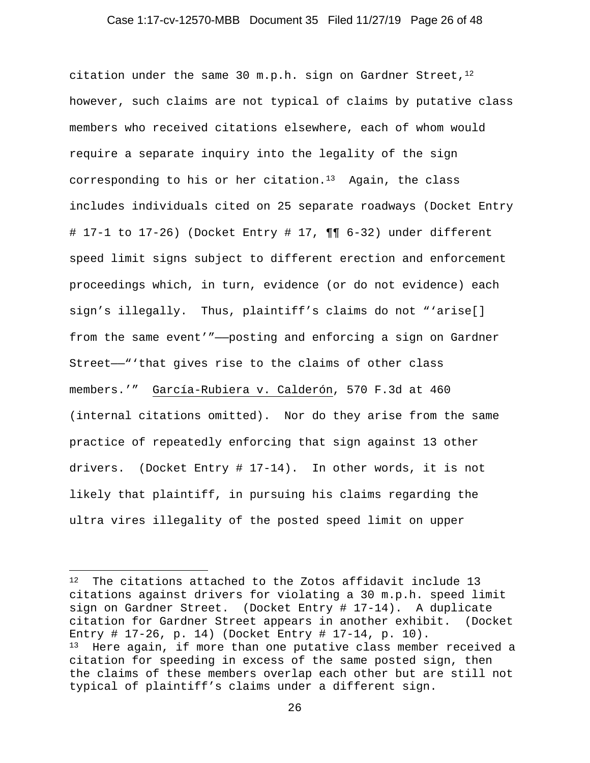citation under the same 30 m.p.h. sign on Gardner Street,[12] however, such claims are not typical of claims by putative class members who received citations elsewhere, each of whom would require a separate inquiry into the legality of the sign corresponding to his or her citation.[13] Again, the class includes individuals cited on 25 separate roadways (Docket Entry # 17-1 to 17-26) (Docket Entry # 17, ¶¶ 6-32) under different speed limit signs subject to different erection and enforcement proceedings which, in turn, evidence (or do not evidence) each sign's illegally. Thus, plaintiff's claims do not "'arise[] from the same event'"——posting and enforcing a sign on Gardner Street——"'that gives rise to the claims of other class members.'" García-Rubiera v. Calderón, 570 F.3d at 460 (internal citations omitted). Nor do they arise from the same practice of repeatedly enforcing that sign against 13 other drivers. (Docket Entry # 17-14). In other words, it is not likely that plaintiff, in pursuing his claims regarding the ultra vires illegality of the posted speed limit on upper

---

[12] The citations attached to the Zotos affidavit include 13 citations against drivers for violating a 30 m.p.h. speed limit sign on Gardner Street. (Docket Entry # 17-14). A duplicate citation for Gardner Street appears in another exhibit. (Docket Entry # 17-26, p. 14) (Docket Entry # 17-14, p. 10).

[13] Here again, if more than one putative class member received a citation for speeding in excess of the same posted sign, then the claims of these members overlap each other but are still not typical of plaintiff's claims under a different sign.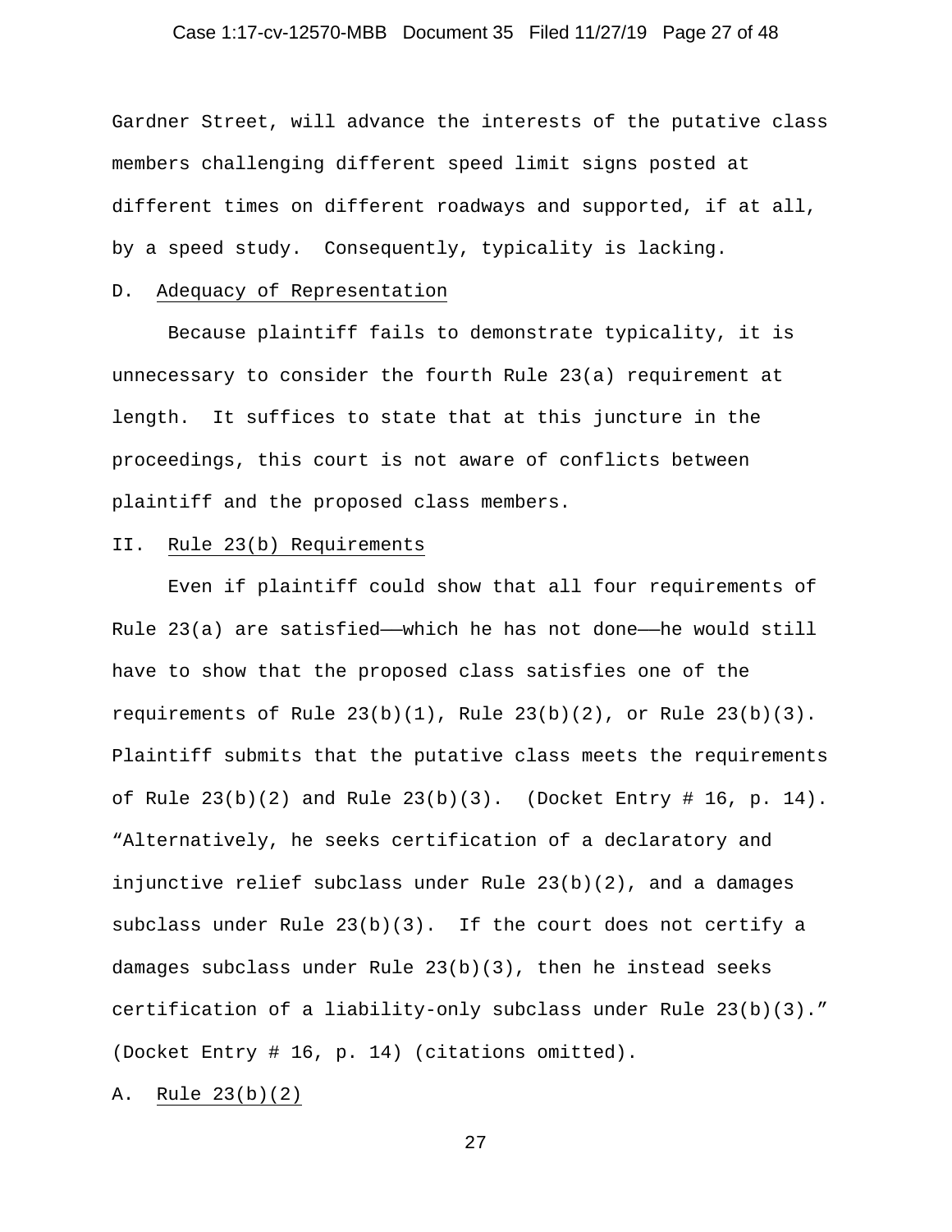Gardner Street, will advance the interests of the putative class members challenging different speed limit signs posted at different times on different roadways and supported, if at all, by a speed study. Consequently, typicality is lacking.

### D. Adequacy of Representation

Because plaintiff fails to demonstrate typicality, it is unnecessary to consider the fourth Rule 23(a) requirement at length. It suffices to state that at this juncture in the proceedings, this court is not aware of conflicts between plaintiff and the proposed class members.

## II. Rule 23(b) Requirements

Even if plaintiff could show that all four requirements of Rule 23(a) are satisfied——which he has not done——he would still have to show that the proposed class satisfies one of the requirements of Rule 23(b)(1), Rule 23(b)(2), or Rule 23(b)(3). Plaintiff submits that the putative class meets the requirements of Rule 23(b)(2) and Rule 23(b)(3). (Docket Entry # 16, p. 14). "Alternatively, he seeks certification of a declaratory and injunctive relief subclass under Rule 23(b)(2), and a damages subclass under Rule 23(b)(3). If the court does not certify a damages subclass under Rule 23(b)(3), then he instead seeks certification of a liability-only subclass under Rule 23(b)(3)." (Docket Entry # 16, p. 14) (citations omitted).

### A. Rule 23(b)(2)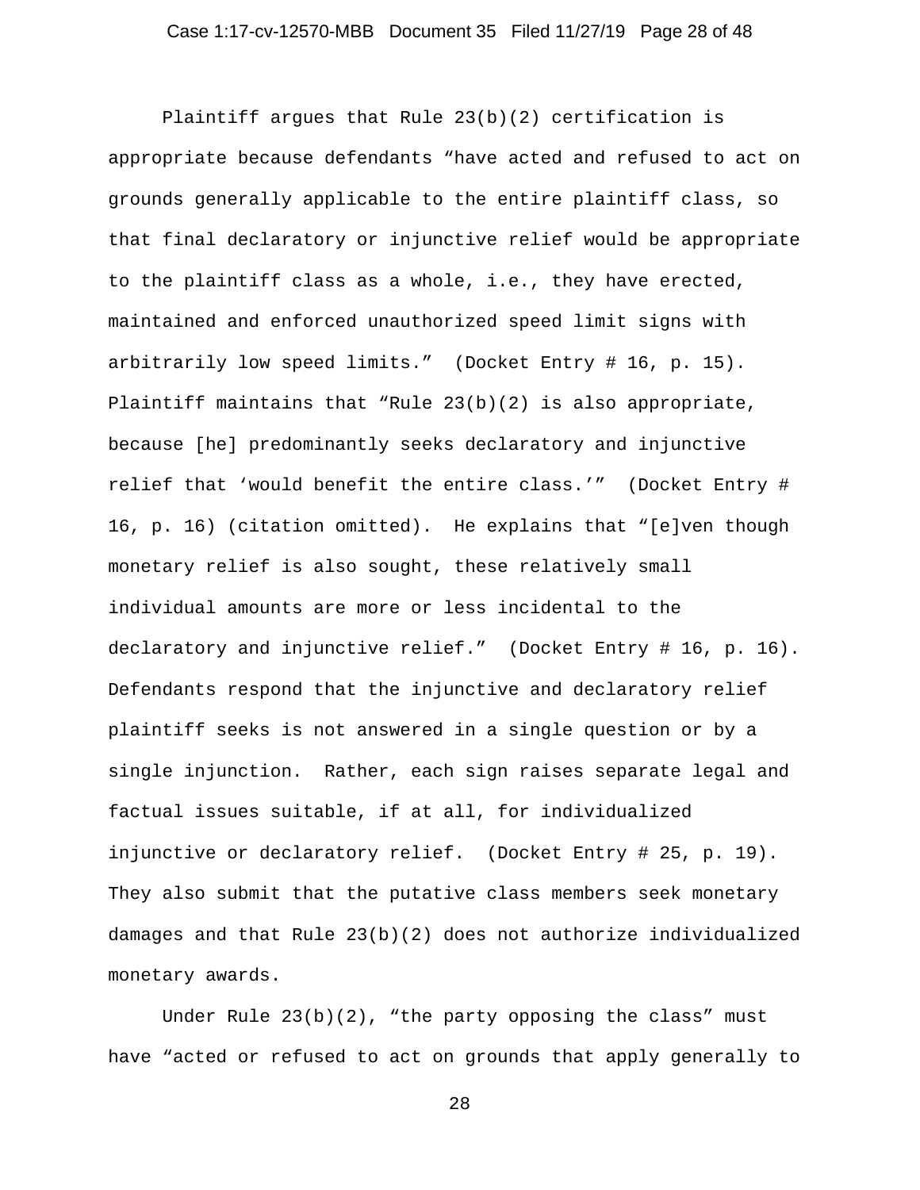Plaintiff argues that Rule 23(b)(2) certification is appropriate because defendants "have acted and refused to act on grounds generally applicable to the entire plaintiff class, so that final declaratory or injunctive relief would be appropriate to the plaintiff class as a whole, i.e., they have erected, maintained and enforced unauthorized speed limit signs with arbitrarily low speed limits." (Docket Entry # 16, p. 15). Plaintiff maintains that "Rule 23(b)(2) is also appropriate, because [he] predominantly seeks declaratory and injunctive relief that 'would benefit the entire class.'" (Docket Entry # 16, p. 16) (citation omitted). He explains that "[e]ven though monetary relief is also sought, these relatively small individual amounts are more or less incidental to the declaratory and injunctive relief." (Docket Entry # 16, p. 16). Defendants respond that the injunctive and declaratory relief plaintiff seeks is not answered in a single question or by a single injunction. Rather, each sign raises separate legal and factual issues suitable, if at all, for individualized injunctive or declaratory relief. (Docket Entry # 25, p. 19). They also submit that the putative class members seek monetary damages and that Rule 23(b)(2) does not authorize individualized monetary awards.

Under Rule 23(b)(2), "the party opposing the class" must have "acted or refused to act on grounds that apply generally to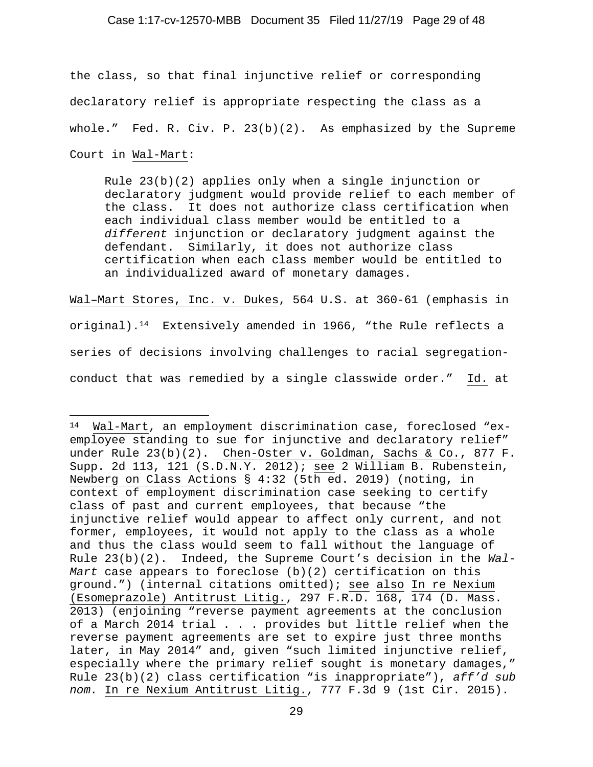the class, so that final injunctive relief or corresponding declaratory relief is appropriate respecting the class as a whole." Fed. R. Civ. P. 23(b)(2). As emphasized by the Supreme Court in Wal-Mart:

> Rule 23(b)(2) applies only when a single injunction or declaratory judgment would provide relief to each member of the class. It does not authorize class certification when each individual class member would be entitled to a *different* injunction or declaratory judgment against the defendant. Similarly, it does not authorize class certification when each class member would be entitled to an individualized award of monetary damages.

Wal–Mart Stores, Inc. v. Dukes, 564 U.S. at 360-61 (emphasis in original).[14] Extensively amended in 1966, "the Rule reflects a series of decisions involving challenges to racial segregation-conduct that was remedied by a single classwide order." Id. at

---

[14] Wal-Mart, an employment discrimination case, foreclosed "ex-employee standing to sue for injunctive and declaratory relief" under Rule 23(b)(2). Chen-Oster v. Goldman, Sachs & Co., 877 F. Supp. 2d 113, 121 (S.D.N.Y. 2012); see 2 William B. Rubenstein, Newberg on Class Actions § 4:32 (5th ed. 2019) (noting, in context of employment discrimination case seeking to certify class of past and current employees, that because "the injunctive relief would appear to affect only current, and not former, employees, it would not apply to the class as a whole and thus the class would seem to fall without the language of Rule 23(b)(2). Indeed, the Supreme Court's decision in the *Wal-Mart* case appears to foreclose (b)(2) certification on this ground.") (internal citations omitted); see also In re Nexium (Esomeprazole) Antitrust Litig., 297 F.R.D. 168, 174 (D. Mass. 2013) (enjoining "reverse payment agreements at the conclusion of a March 2014 trial . . . provides but little relief when the reverse payment agreements are set to expire just three months later, in May 2014" and, given "such limited injunctive relief, especially where the primary relief sought is monetary damages," Rule 23(b)(2) class certification "is inappropriate"), *aff'd sub nom.* In re Nexium Antitrust Litig., 777 F.3d 9 (1st Cir. 2015).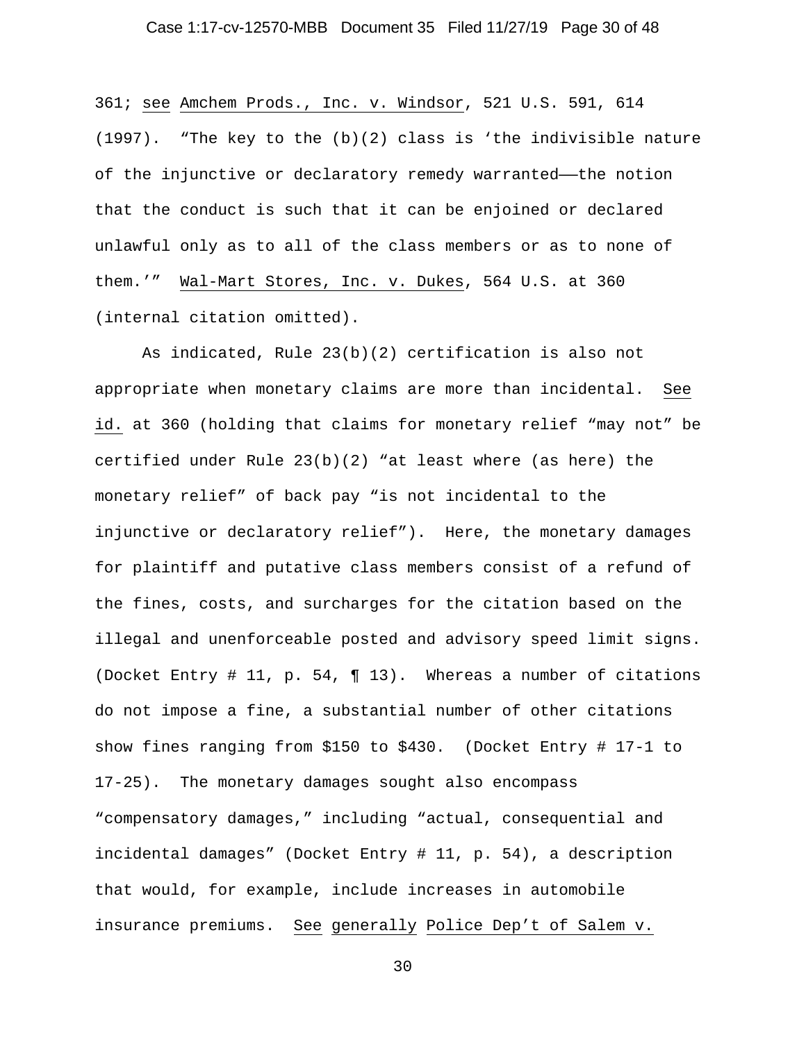361; see Amchem Prods., Inc. v. Windsor, 521 U.S. 591, 614 (1997). "The key to the (b)(2) class is 'the indivisible nature of the injunctive or declaratory remedy warranted——the notion that the conduct is such that it can be enjoined or declared unlawful only as to all of the class members or as to none of them.'" Wal-Mart Stores, Inc. v. Dukes, 564 U.S. at 360 (internal citation omitted).

As indicated, Rule 23(b)(2) certification is also not appropriate when monetary claims are more than incidental. See id. at 360 (holding that claims for monetary relief "may not" be certified under Rule 23(b)(2) "at least where (as here) the monetary relief" of back pay "is not incidental to the injunctive or declaratory relief"). Here, the monetary damages for plaintiff and putative class members consist of a refund of the fines, costs, and surcharges for the citation based on the illegal and unenforceable posted and advisory speed limit signs. (Docket Entry # 11, p. 54, ¶ 13). Whereas a number of citations do not impose a fine, a substantial number of other citations show fines ranging from $150 to $430. (Docket Entry # 17-1 to 17-25). The monetary damages sought also encompass "compensatory damages," including "actual, consequential and incidental damages" (Docket Entry # 11, p. 54), a description that would, for example, include increases in automobile insurance premiums. See generally Police Dep't of Salem v.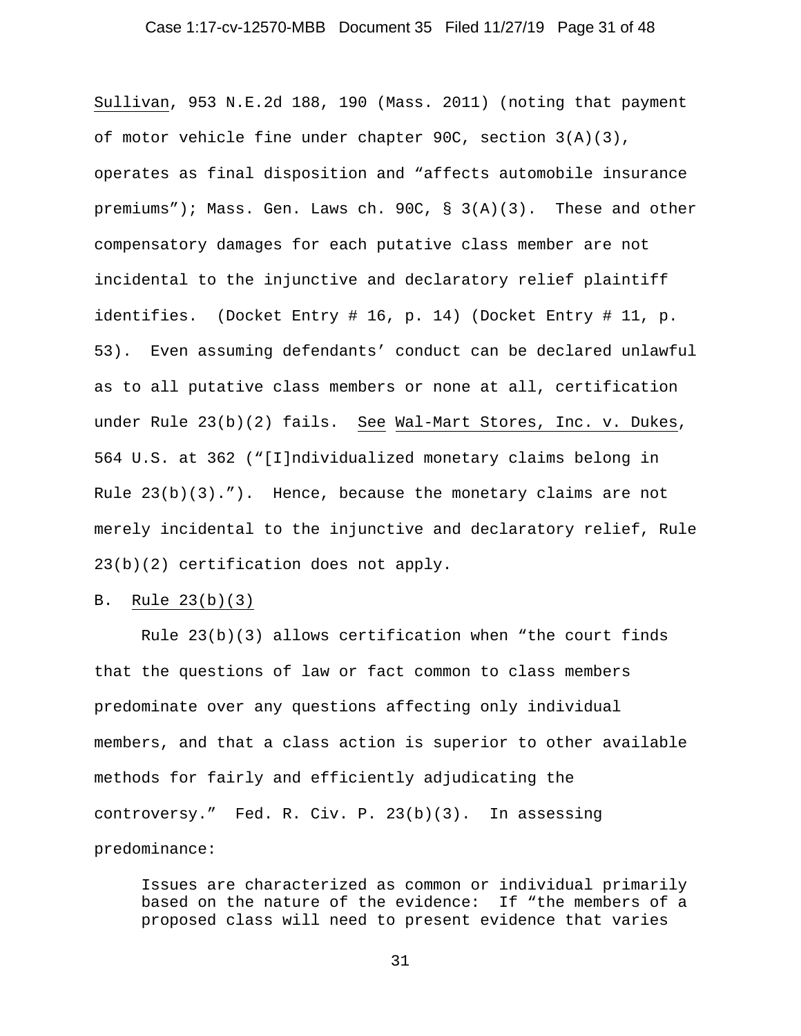Sullivan, 953 N.E.2d 188, 190 (Mass. 2011) (noting that payment of motor vehicle fine under chapter 90C, section 3(A)(3), operates as final disposition and "affects automobile insurance premiums"); Mass. Gen. Laws ch. 90C, § 3(A)(3). These and other compensatory damages for each putative class member are not incidental to the injunctive and declaratory relief plaintiff identifies. (Docket Entry # 16, p. 14) (Docket Entry # 11, p. 53). Even assuming defendants' conduct can be declared unlawful as to all putative class members or none at all, certification under Rule 23(b)(2) fails. See Wal-Mart Stores, Inc. v. Dukes, 564 U.S. at 362 ("[I]ndividualized monetary claims belong in Rule 23(b)(3)."). Hence, because the monetary claims are not merely incidental to the injunctive and declaratory relief, Rule 23(b)(2) certification does not apply.

B. Rule 23(b)(3)

Rule 23(b)(3) allows certification when "the court finds that the questions of law or fact common to class members predominate over any questions affecting only individual members, and that a class action is superior to other available methods for fairly and efficiently adjudicating the controversy." Fed. R. Civ. P. 23(b)(3). In assessing predominance:

> Issues are characterized as common or individual primarily based on the nature of the evidence: If "the members of a proposed class will need to present evidence that varies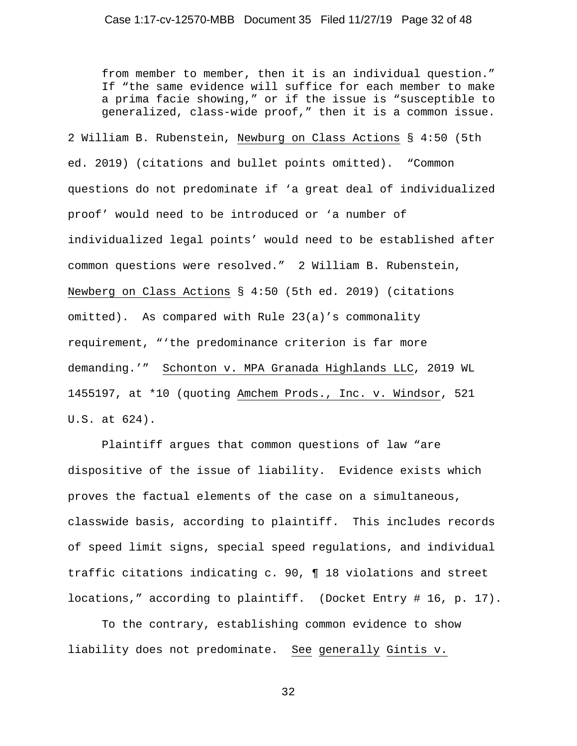> from member to member, then it is an individual question." If "the same evidence will suffice for each member to make a prima facie showing," or if the issue is "susceptible to generalized, class-wide proof," then it is a common issue.

2 William B. Rubenstein, Newburg on Class Actions § 4:50 (5th ed. 2019) (citations and bullet points omitted). "Common questions do not predominate if 'a great deal of individualized proof' would need to be introduced or 'a number of individualized legal points' would need to be established after common questions were resolved." 2 William B. Rubenstein, Newberg on Class Actions § 4:50 (5th ed. 2019) (citations omitted). As compared with Rule 23(a)'s commonality requirement, "'the predominance criterion is far more demanding.'" Schonton v. MPA Granada Highlands LLC, 2019 WL 1455197, at *10 (quoting Amchem Prods., Inc. v. Windsor, 521 U.S. at 624).

Plaintiff argues that common questions of law "are dispositive of the issue of liability. Evidence exists which proves the factual elements of the case on a simultaneous, classwide basis, according to plaintiff. This includes records of speed limit signs, special speed regulations, and individual traffic citations indicating c. 90, ¶ 18 violations and street locations," according to plaintiff. (Docket Entry # 16, p. 17).

To the contrary, establishing common evidence to show liability does not predominate. See generally Gintis v.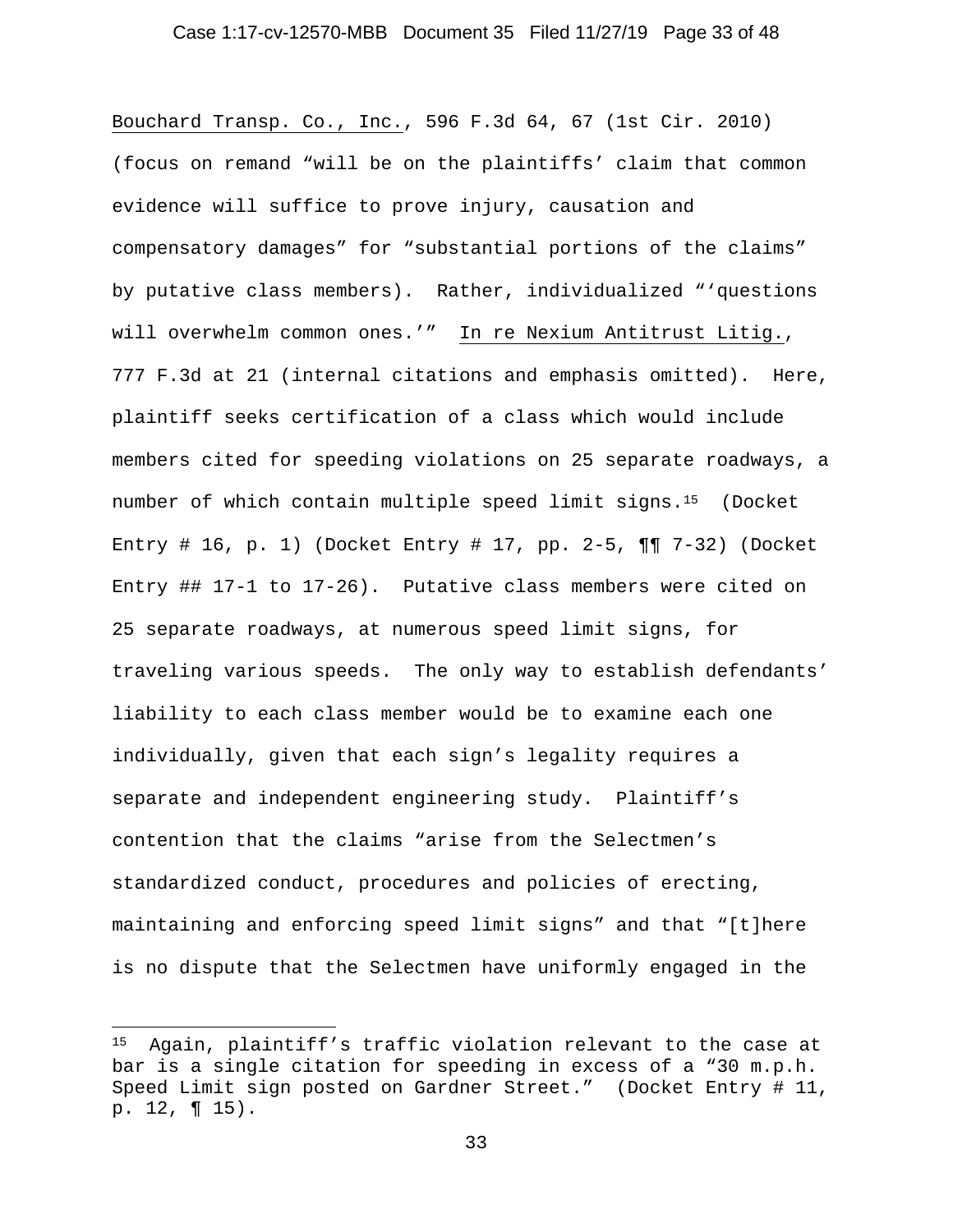Bouchard Transp. Co., Inc., 596 F.3d 64, 67 (1st Cir. 2010) (focus on remand "will be on the plaintiffs' claim that common evidence will suffice to prove injury, causation and compensatory damages" for "substantial portions of the claims" by putative class members). Rather, individualized "'questions will overwhelm common ones.'" In re Nexium Antitrust Litig., 777 F.3d at 21 (internal citations and emphasis omitted). Here, plaintiff seeks certification of a class which would include members cited for speeding violations on 25 separate roadways, a number of which contain multiple speed limit signs.[15] (Docket Entry # 16, p. 1) (Docket Entry # 17, pp. 2-5, ¶¶ 7-32) (Docket Entry ## 17-1 to 17-26). Putative class members were cited on 25 separate roadways, at numerous speed limit signs, for traveling various speeds. The only way to establish defendants' liability to each class member would be to examine each one individually, given that each sign's legality requires a separate and independent engineering study. Plaintiff's contention that the claims "arise from the Selectmen's standardized conduct, procedures and policies of erecting, maintaining and enforcing speed limit signs" and that "[t]here is no dispute that the Selectmen have uniformly engaged in the

---

[15] Again, plaintiff's traffic violation relevant to the case at bar is a single citation for speeding in excess of a "30 m.p.h. Speed Limit sign posted on Gardner Street." (Docket Entry # 11, p. 12, ¶ 15).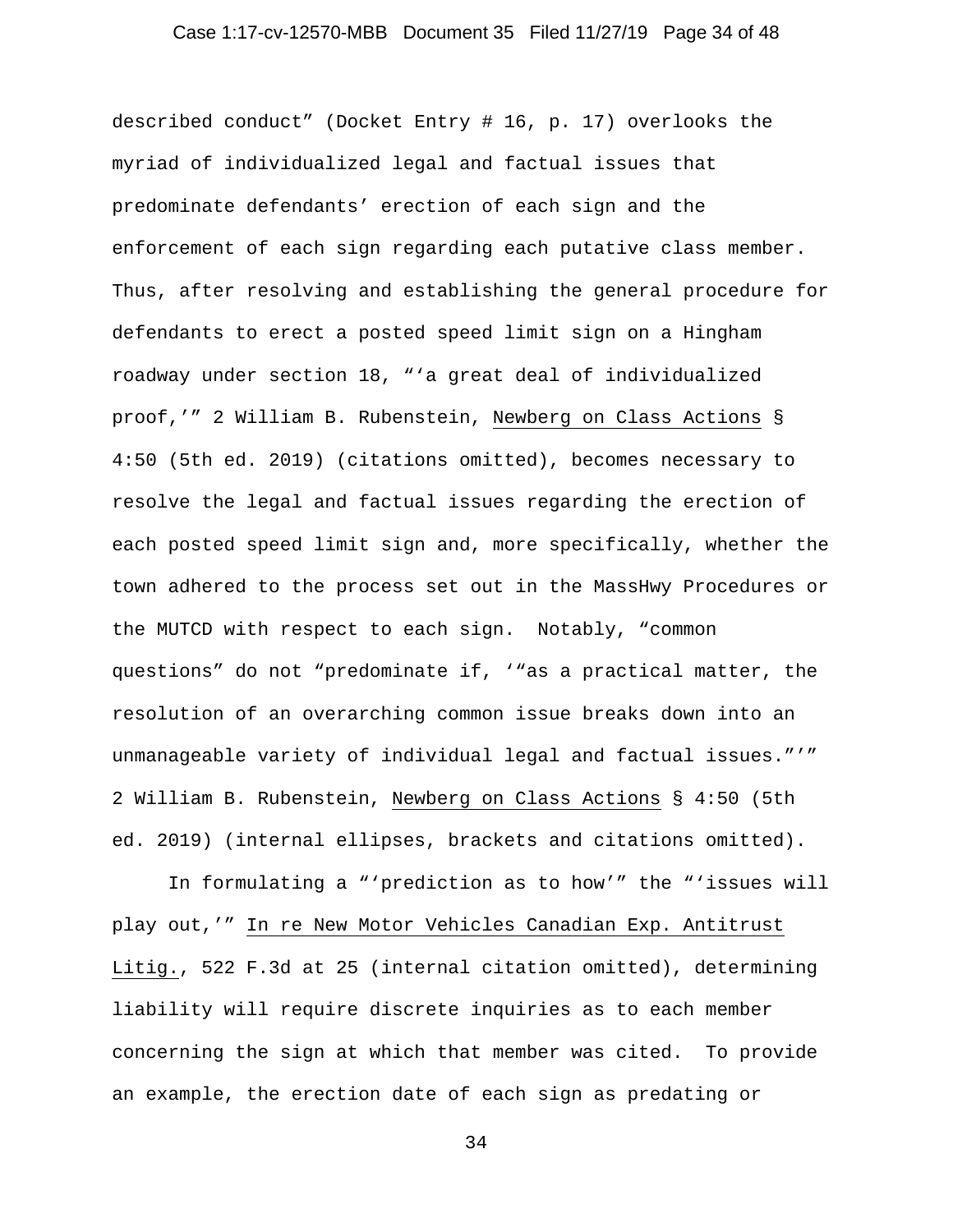described conduct" (Docket Entry # 16, p. 17) overlooks the myriad of individualized legal and factual issues that predominate defendants' erection of each sign and the enforcement of each sign regarding each putative class member. Thus, after resolving and establishing the general procedure for defendants to erect a posted speed limit sign on a Hingham roadway under section 18, "'a great deal of individualized proof,'" 2 William B. Rubenstein, Newberg on Class Actions § 4:50 (5th ed. 2019) (citations omitted), becomes necessary to resolve the legal and factual issues regarding the erection of each posted speed limit sign and, more specifically, whether the town adhered to the process set out in the MassHwy Procedures or the MUTCD with respect to each sign. Notably, "common questions" do not "predominate if, '"as a practical matter, the resolution of an overarching common issue breaks down into an unmanageable variety of individual legal and factual issues."'" 2 William B. Rubenstein, Newberg on Class Actions § 4:50 (5th ed. 2019) (internal ellipses, brackets and citations omitted).

In formulating a "'prediction as to how'" the "'issues will play out,'" In re New Motor Vehicles Canadian Exp. Antitrust Litig., 522 F.3d at 25 (internal citation omitted), determining liability will require discrete inquiries as to each member concerning the sign at which that member was cited. To provide an example, the erection date of each sign as predating or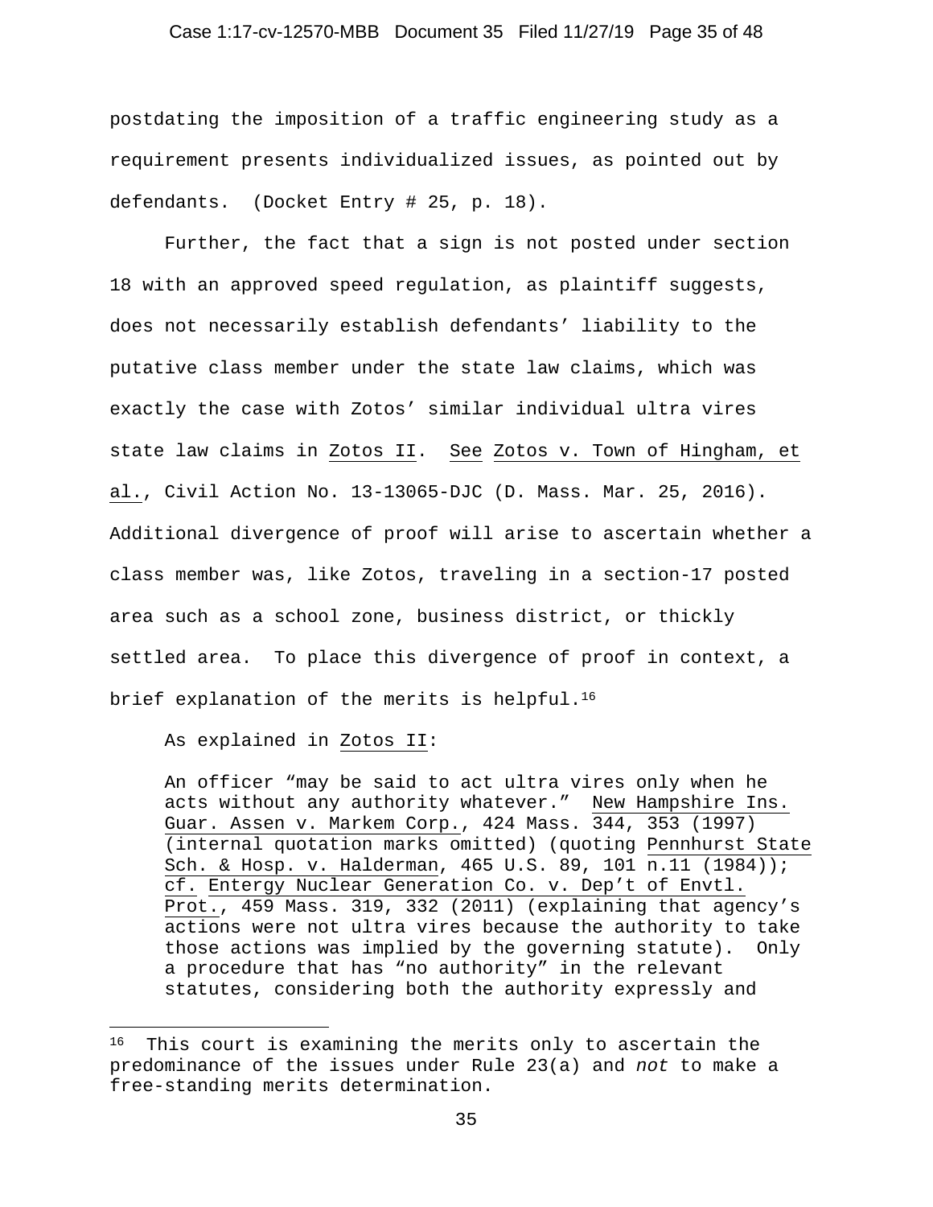postdating the imposition of a traffic engineering study as a requirement presents individualized issues, as pointed out by defendants. (Docket Entry # 25, p. 18).

Further, the fact that a sign is not posted under section 18 with an approved speed regulation, as plaintiff suggests, does not necessarily establish defendants' liability to the putative class member under the state law claims, which was exactly the case with Zotos' similar individual ultra vires state law claims in Zotos II. See Zotos v. Town of Hingham, et al., Civil Action No. 13-13065-DJC (D. Mass. Mar. 25, 2016). Additional divergence of proof will arise to ascertain whether a class member was, like Zotos, traveling in a section-17 posted area such as a school zone, business district, or thickly settled area. To place this divergence of proof in context, a brief explanation of the merits is helpful.[16]

As explained in Zotos II:

> An officer "may be said to act ultra vires only when he acts without any authority whatever." New Hampshire Ins. Guar. Assen v. Markem Corp., 424 Mass. 344, 353 (1997) (internal quotation marks omitted) (quoting Pennhurst State Sch. & Hosp. v. Halderman, 465 U.S. 89, 101 n.11 (1984)); cf. Entergy Nuclear Generation Co. v. Dep't of Envtl. Prot., 459 Mass. 319, 332 (2011) (explaining that agency's actions were not ultra vires because the authority to take those actions was implied by the governing statute). Only a procedure that has "no authority" in the relevant statutes, considering both the authority expressly and

[16] This court is examining the merits only to ascertain the predominance of the issues under Rule 23(a) and *not* to make a free-standing merits determination.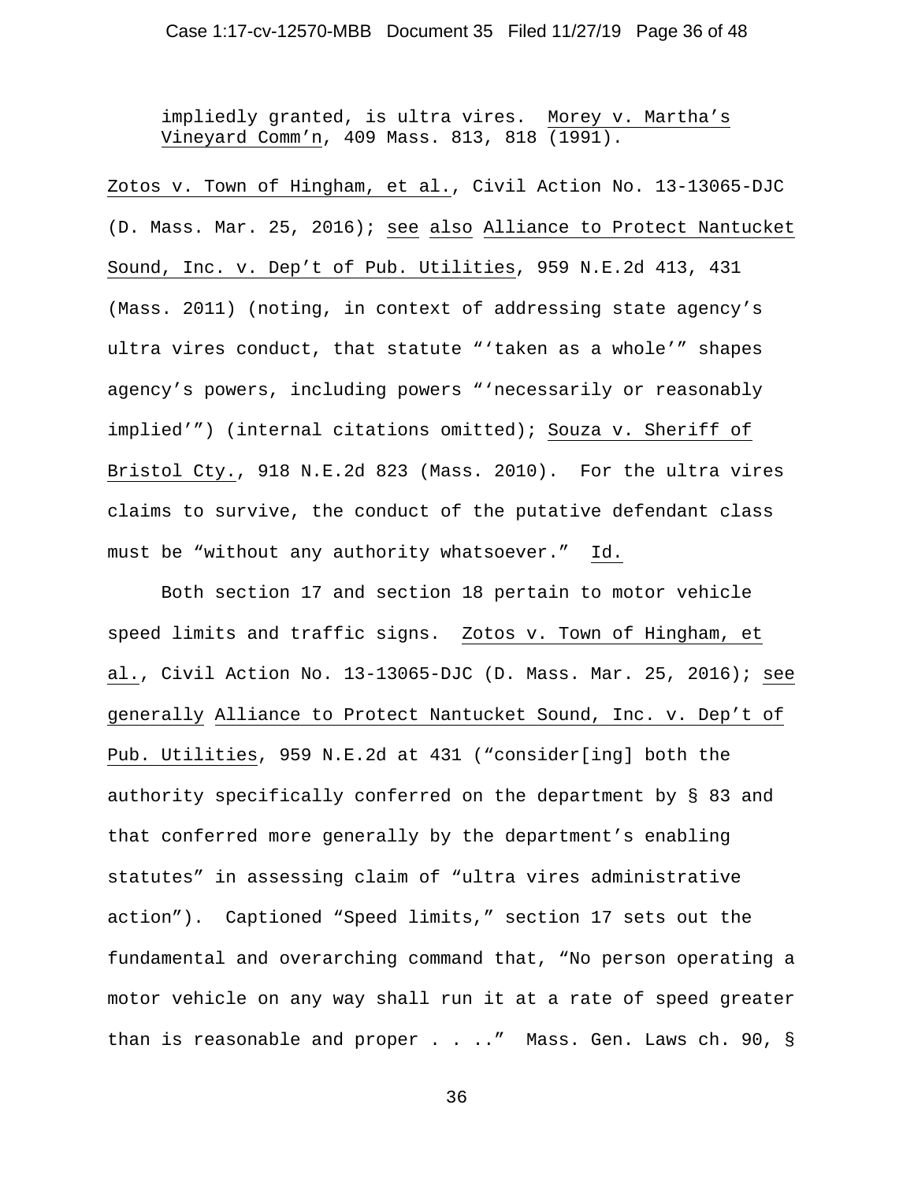> impliedly granted, is ultra vires. Morey v. Martha's Vineyard Comm'n, 409 Mass. 813, 818 (1991).

Zotos v. Town of Hingham, et al., Civil Action No. 13-13065-DJC (D. Mass. Mar. 25, 2016); see also Alliance to Protect Nantucket Sound, Inc. v. Dep't of Pub. Utilities, 959 N.E.2d 413, 431 (Mass. 2011) (noting, in context of addressing state agency's ultra vires conduct, that statute "'taken as a whole'" shapes agency's powers, including powers "'necessarily or reasonably implied'") (internal citations omitted); Souza v. Sheriff of Bristol Cty., 918 N.E.2d 823 (Mass. 2010). For the ultra vires claims to survive, the conduct of the putative defendant class must be "without any authority whatsoever." Id.

Both section 17 and section 18 pertain to motor vehicle speed limits and traffic signs. Zotos v. Town of Hingham, et al., Civil Action No. 13-13065-DJC (D. Mass. Mar. 25, 2016); see generally Alliance to Protect Nantucket Sound, Inc. v. Dep't of Pub. Utilities, 959 N.E.2d at 431 ("consider[ing] both the authority specifically conferred on the department by § 83 and that conferred more generally by the department's enabling statutes" in assessing claim of "ultra vires administrative action"). Captioned "Speed limits," section 17 sets out the fundamental and overarching command that, "No person operating a motor vehicle on any way shall run it at a rate of speed greater than is reasonable and proper . . .." Mass. Gen. Laws ch. 90, §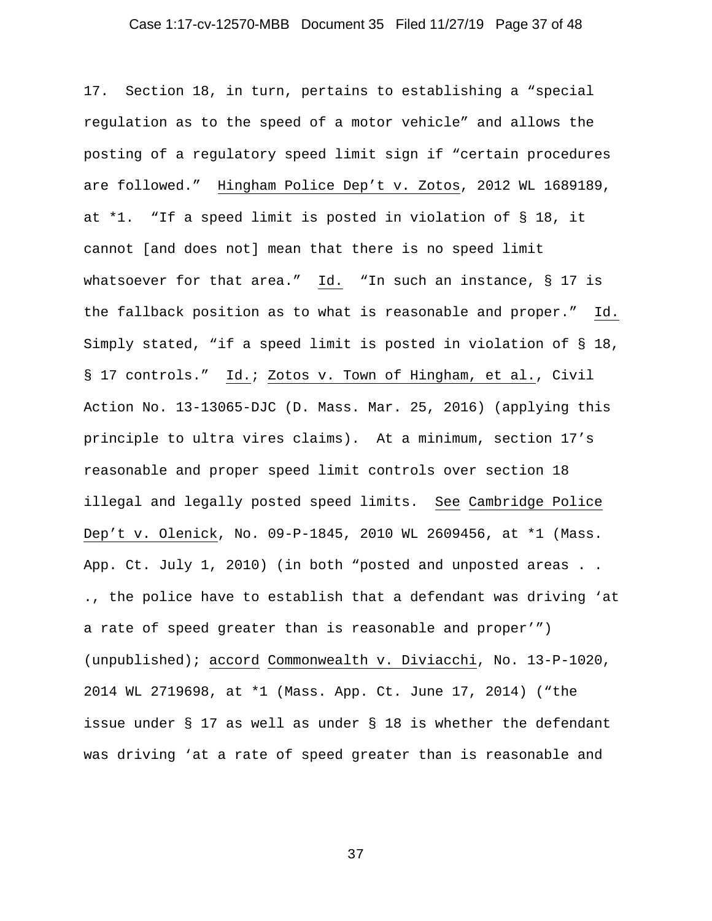17. Section 18, in turn, pertains to establishing a "special regulation as to the speed of a motor vehicle" and allows the posting of a regulatory speed limit sign if "certain procedures are followed." Hingham Police Dep't v. Zotos, 2012 WL 1689189, at *1. "If a speed limit is posted in violation of § 18, it cannot [and does not] mean that there is no speed limit whatsoever for that area." Id. "In such an instance, § 17 is the fallback position as to what is reasonable and proper." Id. Simply stated, "if a speed limit is posted in violation of § 18, § 17 controls." Id.; Zotos v. Town of Hingham, et al., Civil Action No. 13-13065-DJC (D. Mass. Mar. 25, 2016) (applying this principle to ultra vires claims). At a minimum, section 17's reasonable and proper speed limit controls over section 18 illegal and legally posted speed limits. See Cambridge Police Dep't v. Olenick, No. 09-P-1845, 2010 WL 2609456, at *1 (Mass. App. Ct. July 1, 2010) (in both "posted and unposted areas . . ., the police have to establish that a defendant was driving 'at a rate of speed greater than is reasonable and proper'") (unpublished); accord Commonwealth v. Diviacchi, No. 13-P-1020, 2014 WL 2719698, at *1 (Mass. App. Ct. June 17, 2014) ("the issue under § 17 as well as under § 18 is whether the defendant was driving 'at a rate of speed greater than is reasonable and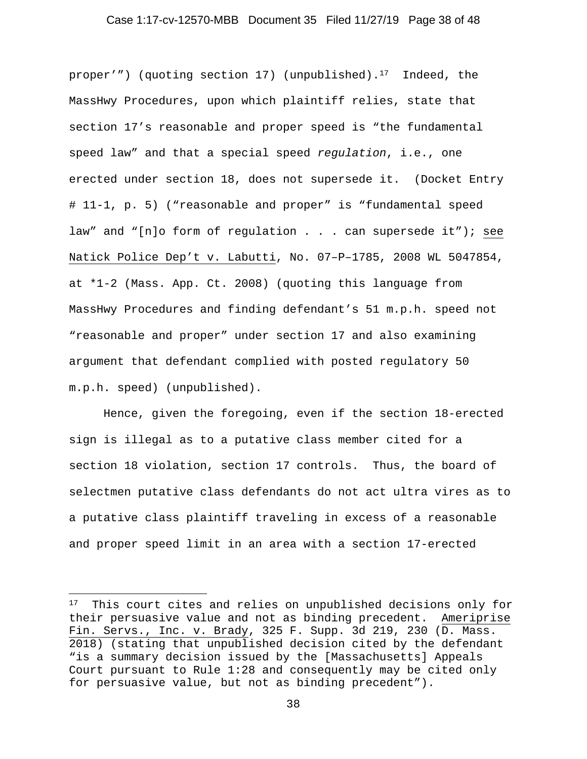proper'") (quoting section 17) (unpublished).[17] Indeed, the MassHwy Procedures, upon which plaintiff relies, state that section 17's reasonable and proper speed is "the fundamental speed law" and that a special speed *regulation*, i.e., one erected under section 18, does not supersede it. (Docket Entry # 11-1, p. 5) ("reasonable and proper" is "fundamental speed law" and "[n]o form of regulation . . . can supersede it"); see Natick Police Dep't v. Labutti, No. 07–P–1785, 2008 WL 5047854, at *1-2 (Mass. App. Ct. 2008) (quoting this language from MassHwy Procedures and finding defendant's 51 m.p.h. speed not "reasonable and proper" under section 17 and also examining argument that defendant complied with posted regulatory 50 m.p.h. speed) (unpublished).

Hence, given the foregoing, even if the section 18-erected sign is illegal as to a putative class member cited for a section 18 violation, section 17 controls. Thus, the board of selectmen putative class defendants do not act ultra vires as to a putative class plaintiff traveling in excess of a reasonable and proper speed limit in an area with a section 17-erected

---

[17] This court cites and relies on unpublished decisions only for their persuasive value and not as binding precedent. Ameriprise Fin. Servs., Inc. v. Brady, 325 F. Supp. 3d 219, 230 (D. Mass. 2018) (stating that unpublished decision cited by the defendant "is a summary decision issued by the [Massachusetts] Appeals Court pursuant to Rule 1:28 and consequently may be cited only for persuasive value, but not as binding precedent").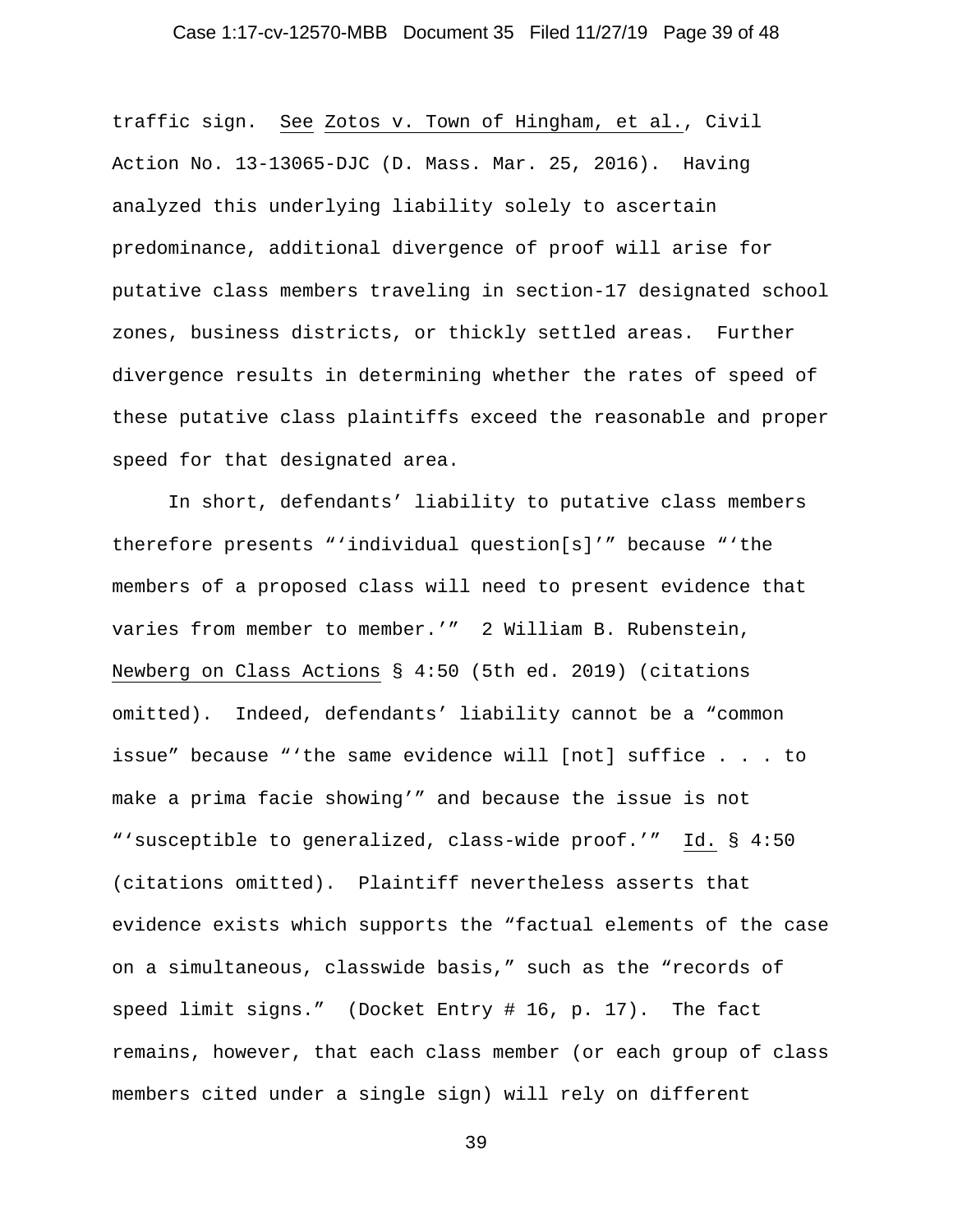traffic sign. See Zotos v. Town of Hingham, et al., Civil Action No. 13-13065-DJC (D. Mass. Mar. 25, 2016). Having analyzed this underlying liability solely to ascertain predominance, additional divergence of proof will arise for putative class members traveling in section-17 designated school zones, business districts, or thickly settled areas. Further divergence results in determining whether the rates of speed of these putative class plaintiffs exceed the reasonable and proper speed for that designated area.

In short, defendants' liability to putative class members therefore presents "'individual question[s]'" because "'the members of a proposed class will need to present evidence that varies from member to member.'" 2 William B. Rubenstein, Newberg on Class Actions § 4:50 (5th ed. 2019) (citations omitted). Indeed, defendants' liability cannot be a "common issue" because "'the same evidence will [not] suffice . . . to make a prima facie showing'" and because the issue is not "'susceptible to generalized, class-wide proof.'" Id. § 4:50 (citations omitted). Plaintiff nevertheless asserts that evidence exists which supports the "factual elements of the case on a simultaneous, classwide basis," such as the "records of speed limit signs." (Docket Entry # 16, p. 17). The fact remains, however, that each class member (or each group of class members cited under a single sign) will rely on different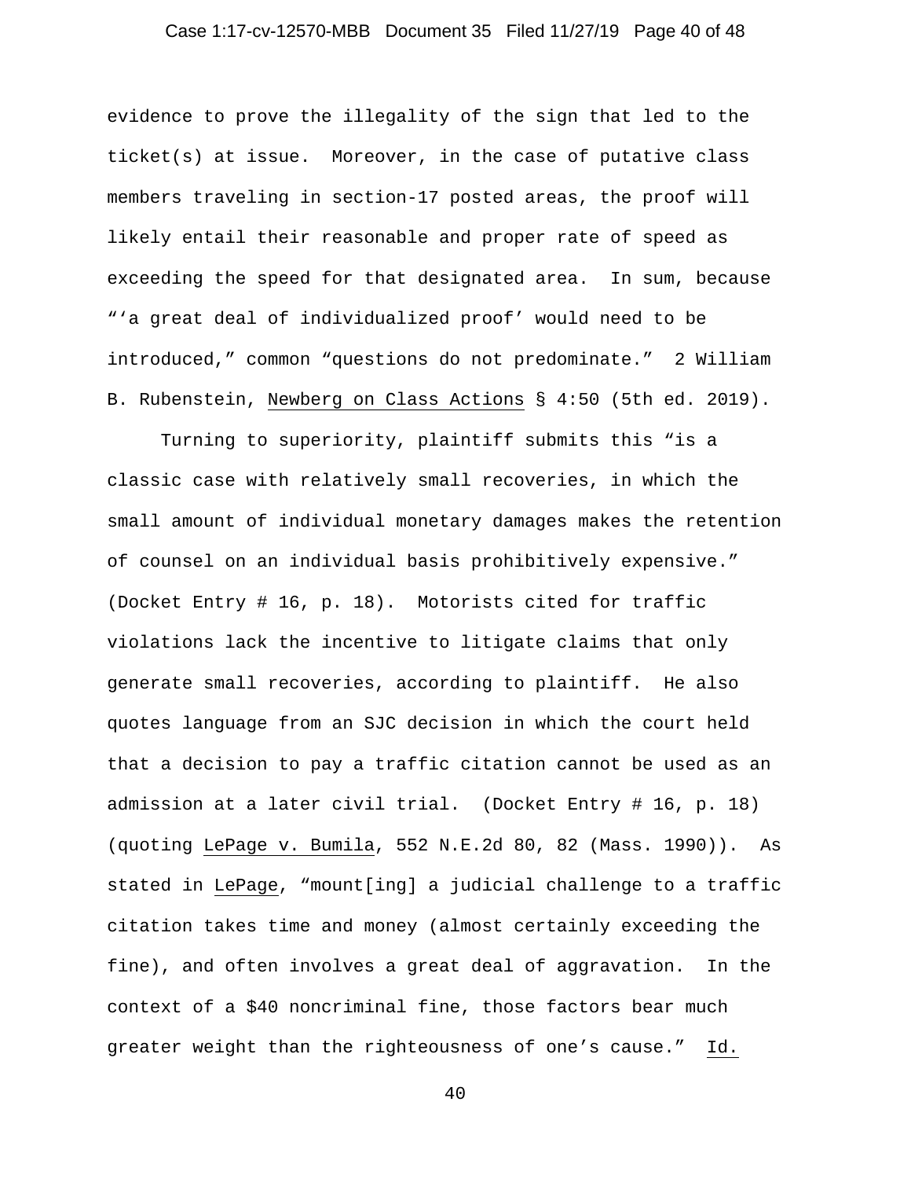evidence to prove the illegality of the sign that led to the ticket(s) at issue. Moreover, in the case of putative class members traveling in section-17 posted areas, the proof will likely entail their reasonable and proper rate of speed as exceeding the speed for that designated area. In sum, because "'a great deal of individualized proof' would need to be introduced," common "questions do not predominate." 2 William B. Rubenstein, Newberg on Class Actions § 4:50 (5th ed. 2019).

Turning to superiority, plaintiff submits this "is a classic case with relatively small recoveries, in which the small amount of individual monetary damages makes the retention of counsel on an individual basis prohibitively expensive." (Docket Entry # 16, p. 18). Motorists cited for traffic violations lack the incentive to litigate claims that only generate small recoveries, according to plaintiff. He also quotes language from an SJC decision in which the court held that a decision to pay a traffic citation cannot be used as an admission at a later civil trial. (Docket Entry # 16, p. 18) (quoting LePage v. Bumila, 552 N.E.2d 80, 82 (Mass. 1990)). As stated in LePage, "mount[ing] a judicial challenge to a traffic citation takes time and money (almost certainly exceeding the fine), and often involves a great deal of aggravation. In the context of a $40 noncriminal fine, those factors bear much greater weight than the righteousness of one's cause." Id.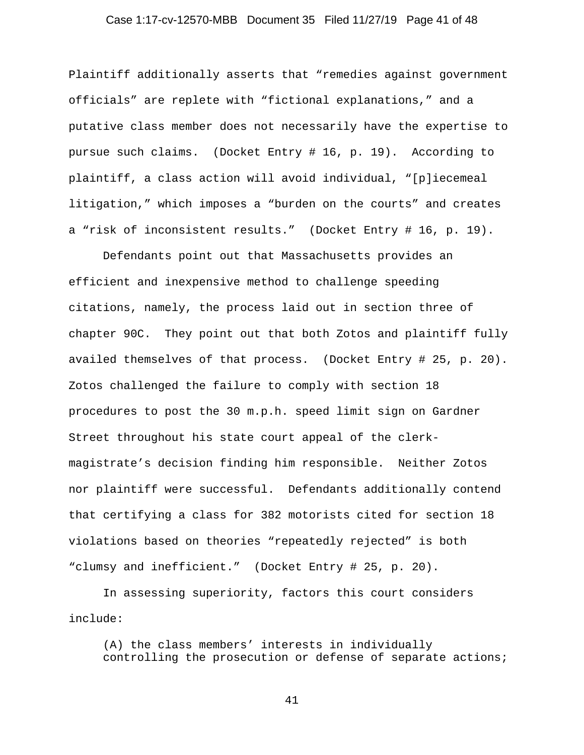Plaintiff additionally asserts that "remedies against government officials" are replete with "fictional explanations," and a putative class member does not necessarily have the expertise to pursue such claims. (Docket Entry # 16, p. 19). According to plaintiff, a class action will avoid individual, "[p]iecemeal litigation," which imposes a "burden on the courts" and creates a "risk of inconsistent results." (Docket Entry # 16, p. 19).

Defendants point out that Massachusetts provides an efficient and inexpensive method to challenge speeding citations, namely, the process laid out in section three of chapter 90C. They point out that both Zotos and plaintiff fully availed themselves of that process. (Docket Entry # 25, p. 20). Zotos challenged the failure to comply with section 18 procedures to post the 30 m.p.h. speed limit sign on Gardner Street throughout his state court appeal of the clerk-magistrate's decision finding him responsible. Neither Zotos nor plaintiff were successful. Defendants additionally contend that certifying a class for 382 motorists cited for section 18 violations based on theories "repeatedly rejected" is both "clumsy and inefficient." (Docket Entry # 25, p. 20).

In assessing superiority, factors this court considers include:

> (A) the class members' interests in individually controlling the prosecution or defense of separate actions;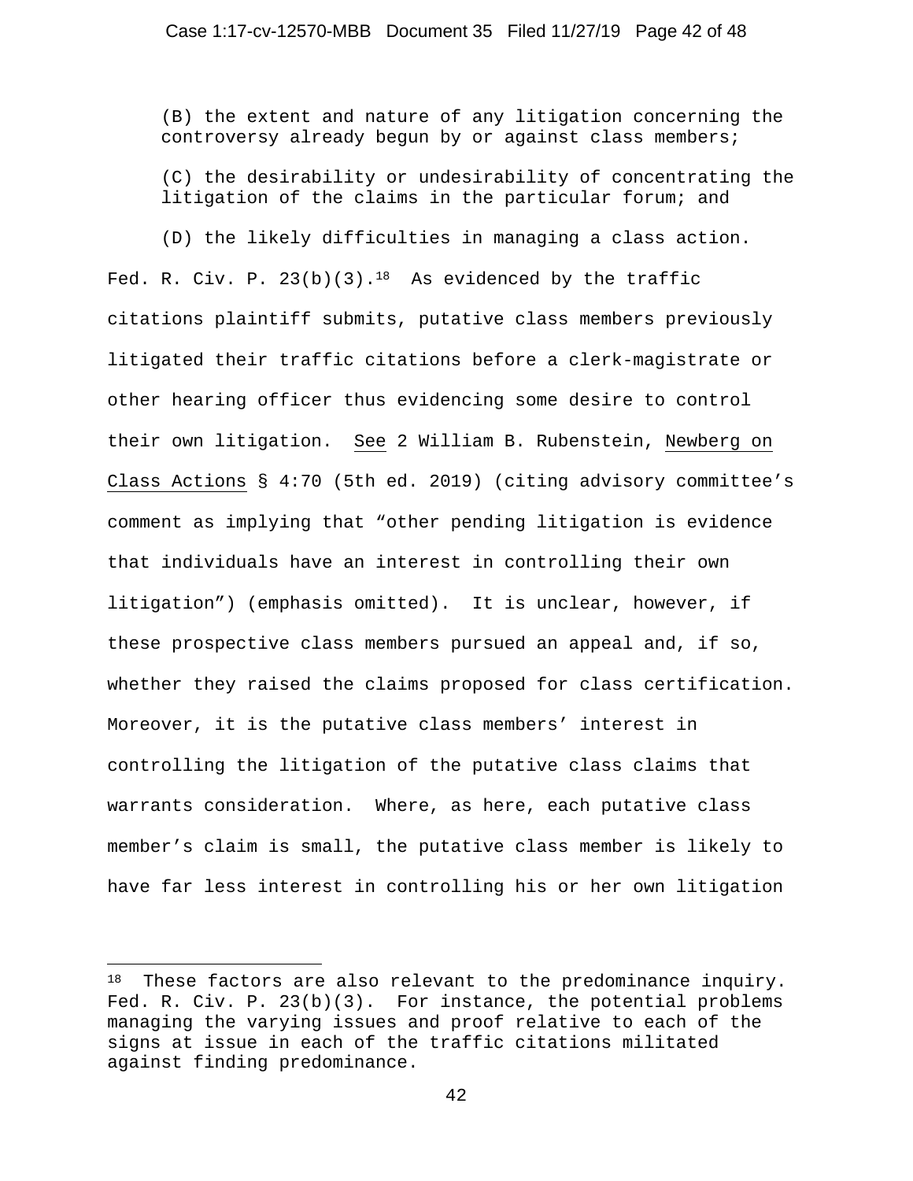(B) the extent and nature of any litigation concerning the controversy already begun by or against class members;

(C) the desirability or undesirability of concentrating the litigation of the claims in the particular forum; and

(D) the likely difficulties in managing a class action.

Fed. R. Civ. P. 23(b)(3).[18] As evidenced by the traffic citations plaintiff submits, putative class members previously litigated their traffic citations before a clerk-magistrate or other hearing officer thus evidencing some desire to control their own litigation. See 2 William B. Rubenstein, Newberg on Class Actions § 4:70 (5th ed. 2019) (citing advisory committee's comment as implying that "other pending litigation is evidence that individuals have an interest in controlling their own litigation") (emphasis omitted). It is unclear, however, if these prospective class members pursued an appeal and, if so, whether they raised the claims proposed for class certification. Moreover, it is the putative class members' interest in controlling the litigation of the putative class claims that warrants consideration. Where, as here, each putative class member's claim is small, the putative class member is likely to have far less interest in controlling his or her own litigation

---

[18] These factors are also relevant to the predominance inquiry. Fed. R. Civ. P. 23(b)(3). For instance, the potential problems managing the varying issues and proof relative to each of the signs at issue in each of the traffic citations militated against finding predominance.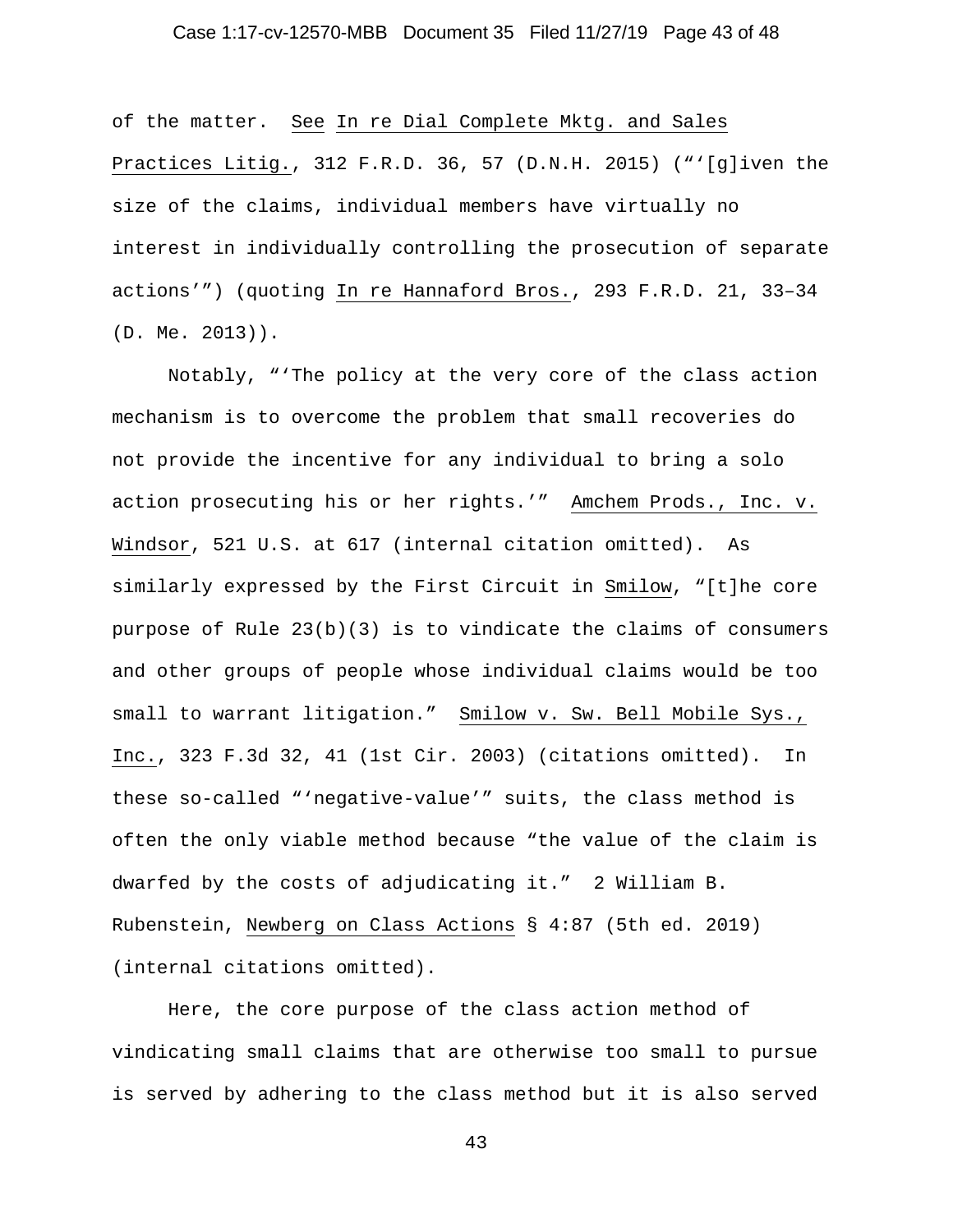of the matter. See In re Dial Complete Mktg. and Sales Practices Litig., 312 F.R.D. 36, 57 (D.N.H. 2015) ("'[g]iven the size of the claims, individual members have virtually no interest in individually controlling the prosecution of separate actions'") (quoting In re Hannaford Bros., 293 F.R.D. 21, 33–34 (D. Me. 2013)).

Notably, "'The policy at the very core of the class action mechanism is to overcome the problem that small recoveries do not provide the incentive for any individual to bring a solo action prosecuting his or her rights.'" Amchem Prods., Inc. v. Windsor, 521 U.S. at 617 (internal citation omitted). As similarly expressed by the First Circuit in Smilow, "[t]he core purpose of Rule 23(b)(3) is to vindicate the claims of consumers and other groups of people whose individual claims would be too small to warrant litigation." Smilow v. Sw. Bell Mobile Sys., Inc., 323 F.3d 32, 41 (1st Cir. 2003) (citations omitted). In these so-called "'negative-value'" suits, the class method is often the only viable method because "the value of the claim is dwarfed by the costs of adjudicating it." 2 William B. Rubenstein, Newberg on Class Actions § 4:87 (5th ed. 2019) (internal citations omitted).

Here, the core purpose of the class action method of vindicating small claims that are otherwise too small to pursue is served by adhering to the class method but it is also served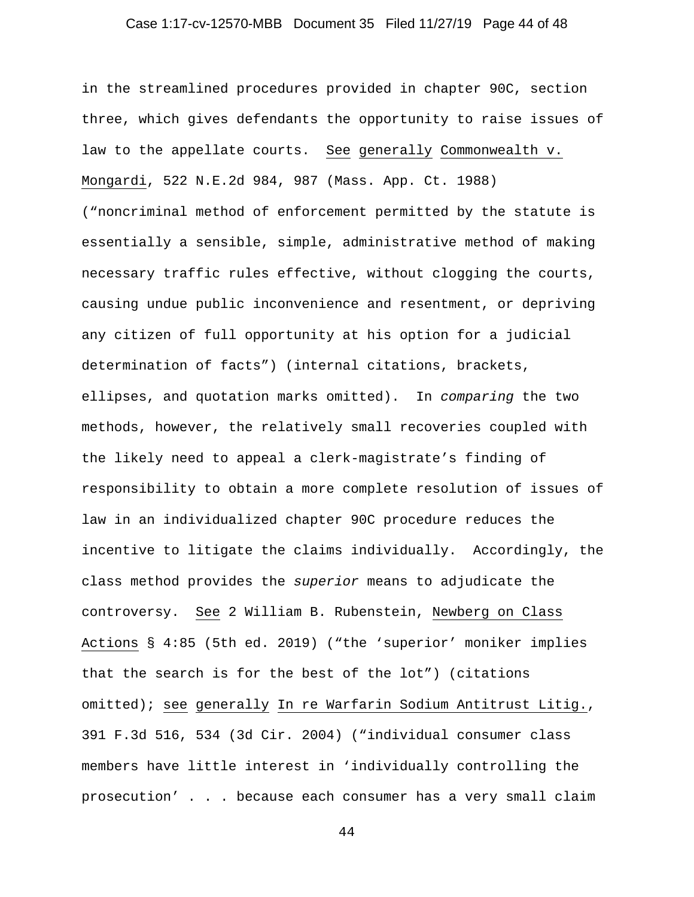in the streamlined procedures provided in chapter 90C, section three, which gives defendants the opportunity to raise issues of law to the appellate courts. See generally Commonwealth v. Mongardi, 522 N.E.2d 984, 987 (Mass. App. Ct. 1988) ("noncriminal method of enforcement permitted by the statute is essentially a sensible, simple, administrative method of making necessary traffic rules effective, without clogging the courts, causing undue public inconvenience and resentment, or depriving any citizen of full opportunity at his option for a judicial determination of facts") (internal citations, brackets, ellipses, and quotation marks omitted). In *comparing* the two methods, however, the relatively small recoveries coupled with the likely need to appeal a clerk-magistrate's finding of responsibility to obtain a more complete resolution of issues of law in an individualized chapter 90C procedure reduces the incentive to litigate the claims individually. Accordingly, the class method provides the *superior* means to adjudicate the controversy. See 2 William B. Rubenstein, Newberg on Class Actions § 4:85 (5th ed. 2019) ("the 'superior' moniker implies that the search is for the best of the lot") (citations omitted); see generally In re Warfarin Sodium Antitrust Litig., 391 F.3d 516, 534 (3d Cir. 2004) ("individual consumer class members have little interest in 'individually controlling the prosecution' . . . because each consumer has a very small claim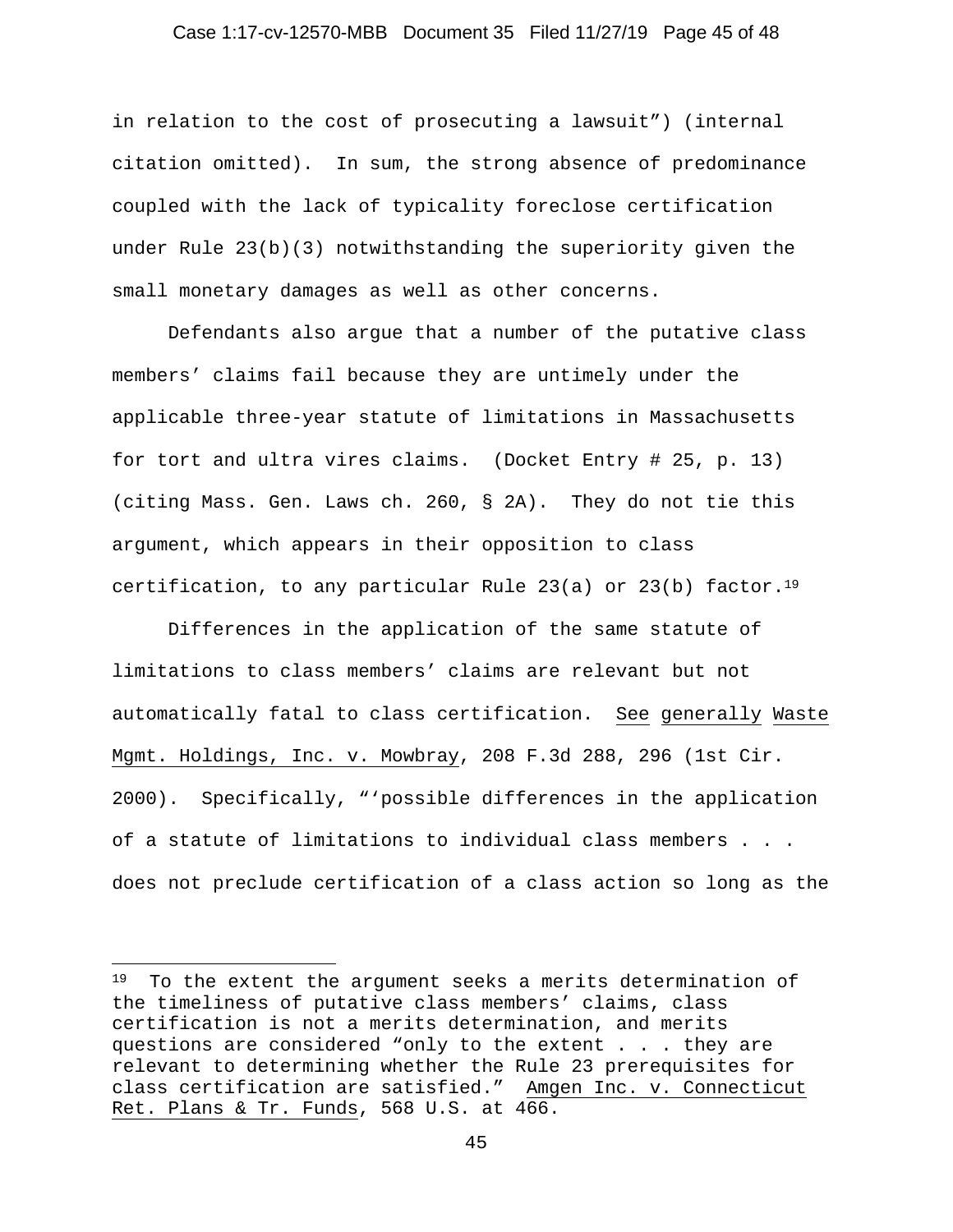in relation to the cost of prosecuting a lawsuit") (internal citation omitted). In sum, the strong absence of predominance coupled with the lack of typicality foreclose certification under Rule 23(b)(3) notwithstanding the superiority given the small monetary damages as well as other concerns.

Defendants also argue that a number of the putative class members' claims fail because they are untimely under the applicable three-year statute of limitations in Massachusetts for tort and ultra vires claims. (Docket Entry # 25, p. 13) (citing Mass. Gen. Laws ch. 260, § 2A). They do not tie this argument, which appears in their opposition to class certification, to any particular Rule 23(a) or 23(b) factor.[19]

Differences in the application of the same statute of limitations to class members' claims are relevant but not automatically fatal to class certification. See generally Waste Mgmt. Holdings, Inc. v. Mowbray, 208 F.3d 288, 296 (1st Cir. 2000). Specifically, "'possible differences in the application of a statute of limitations to individual class members . . . does not preclude certification of a class action so long as the

---

[19] To the extent the argument seeks a merits determination of the timeliness of putative class members' claims, class certification is not a merits determination, and merits questions are considered "only to the extent . . . they are relevant to determining whether the Rule 23 prerequisites for class certification are satisfied." Amgen Inc. v. Connecticut Ret. Plans & Tr. Funds, 568 U.S. at 466.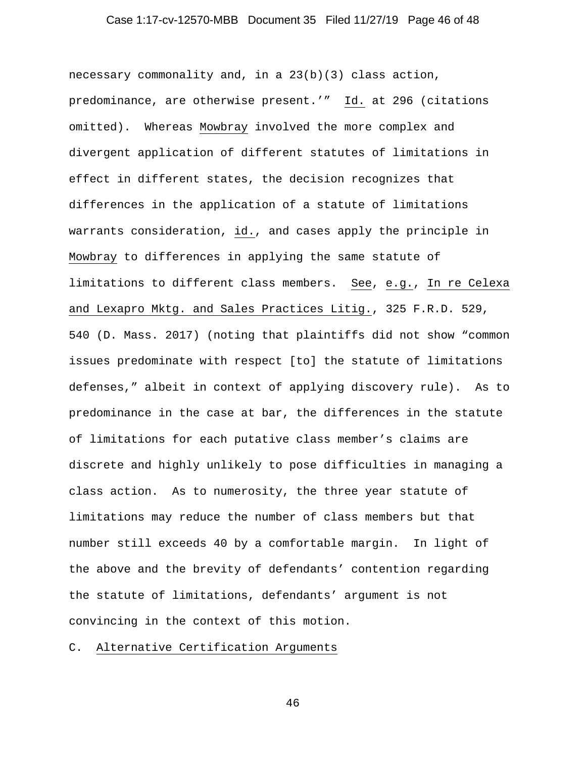necessary commonality and, in a 23(b)(3) class action, predominance, are otherwise present.'" Id. at 296 (citations omitted). Whereas Mowbray involved the more complex and divergent application of different statutes of limitations in effect in different states, the decision recognizes that differences in the application of a statute of limitations warrants consideration, id., and cases apply the principle in Mowbray to differences in applying the same statute of limitations to different class members. See, e.g., In re Celexa and Lexapro Mktg. and Sales Practices Litig., 325 F.R.D. 529, 540 (D. Mass. 2017) (noting that plaintiffs did not show "common issues predominate with respect [to] the statute of limitations defenses," albeit in context of applying discovery rule). As to predominance in the case at bar, the differences in the statute of limitations for each putative class member's claims are discrete and highly unlikely to pose difficulties in managing a class action. As to numerosity, the three year statute of limitations may reduce the number of class members but that number still exceeds 40 by a comfortable margin. In light of the above and the brevity of defendants' contention regarding the statute of limitations, defendants' argument is not convincing in the context of this motion.

## C. Alternative Certification Arguments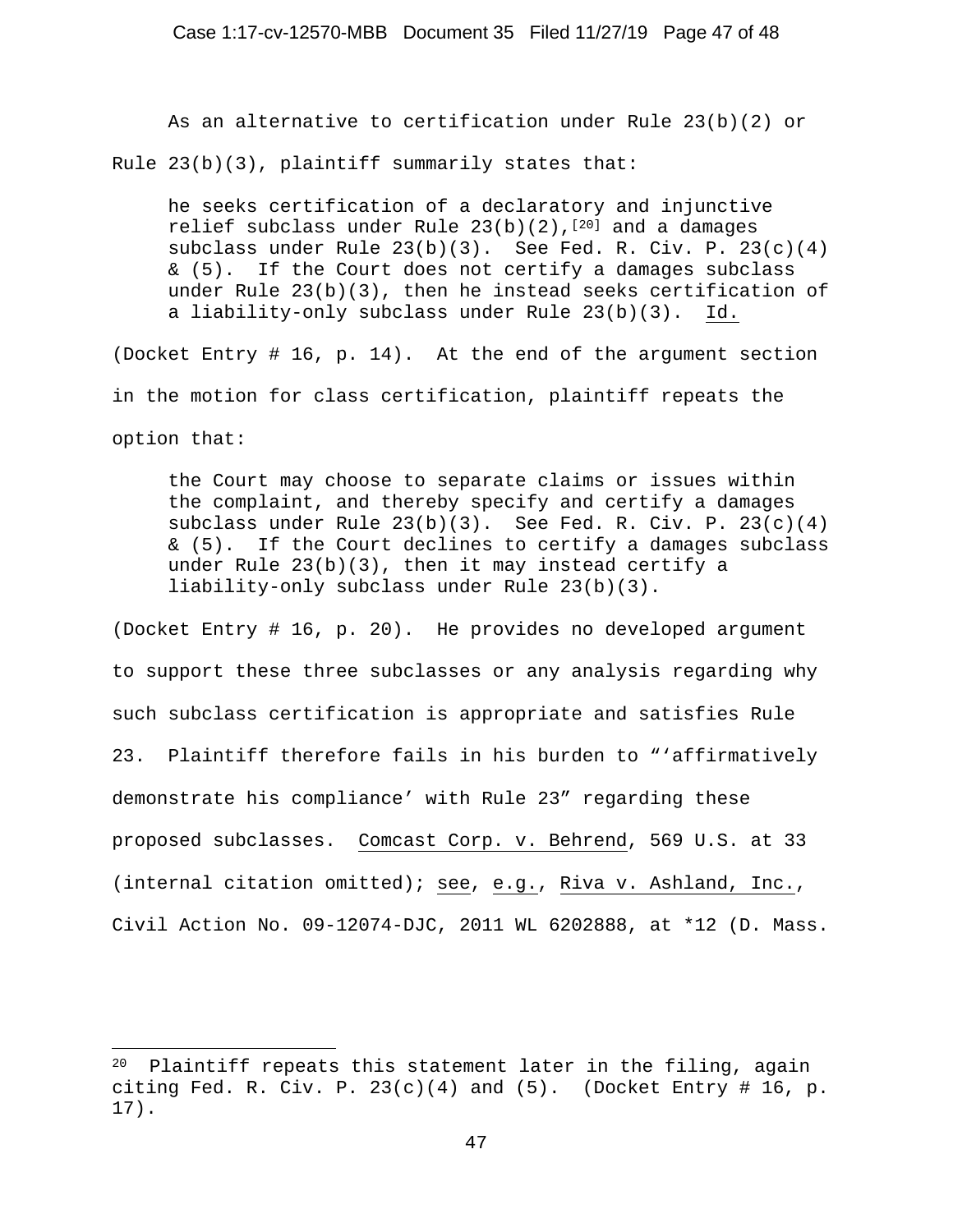As an alternative to certification under Rule 23(b)(2) or Rule 23(b)(3), plaintiff summarily states that:

> he seeks certification of a declaratory and injunctive relief subclass under Rule 23(b)(2),[20] and a damages subclass under Rule 23(b)(3). See Fed. R. Civ. P. 23(c)(4) & (5). If the Court does not certify a damages subclass under Rule 23(b)(3), then he instead seeks certification of a liability-only subclass under Rule 23(b)(3). Id.

(Docket Entry # 16, p. 14). At the end of the argument section in the motion for class certification, plaintiff repeats the option that:

> the Court may choose to separate claims or issues within the complaint, and thereby specify and certify a damages subclass under Rule 23(b)(3). See Fed. R. Civ. P. 23(c)(4) & (5). If the Court declines to certify a damages subclass under Rule 23(b)(3), then it may instead certify a liability-only subclass under Rule 23(b)(3).

(Docket Entry # 16, p. 20). He provides no developed argument to support these three subclasses or any analysis regarding why such subclass certification is appropriate and satisfies Rule 23. Plaintiff therefore fails in his burden to "'affirmatively demonstrate his compliance' with Rule 23" regarding these proposed subclasses. Comcast Corp. v. Behrend, 569 U.S. at 33 (internal citation omitted); see, e.g., Riva v. Ashland, Inc., Civil Action No. 09-12074-DJC, 2011 WL 6202888, at *12 (D. Mass.

---

[20] Plaintiff repeats this statement later in the filing, again citing Fed. R. Civ. P. 23(c)(4) and (5). (Docket Entry # 16, p. 17).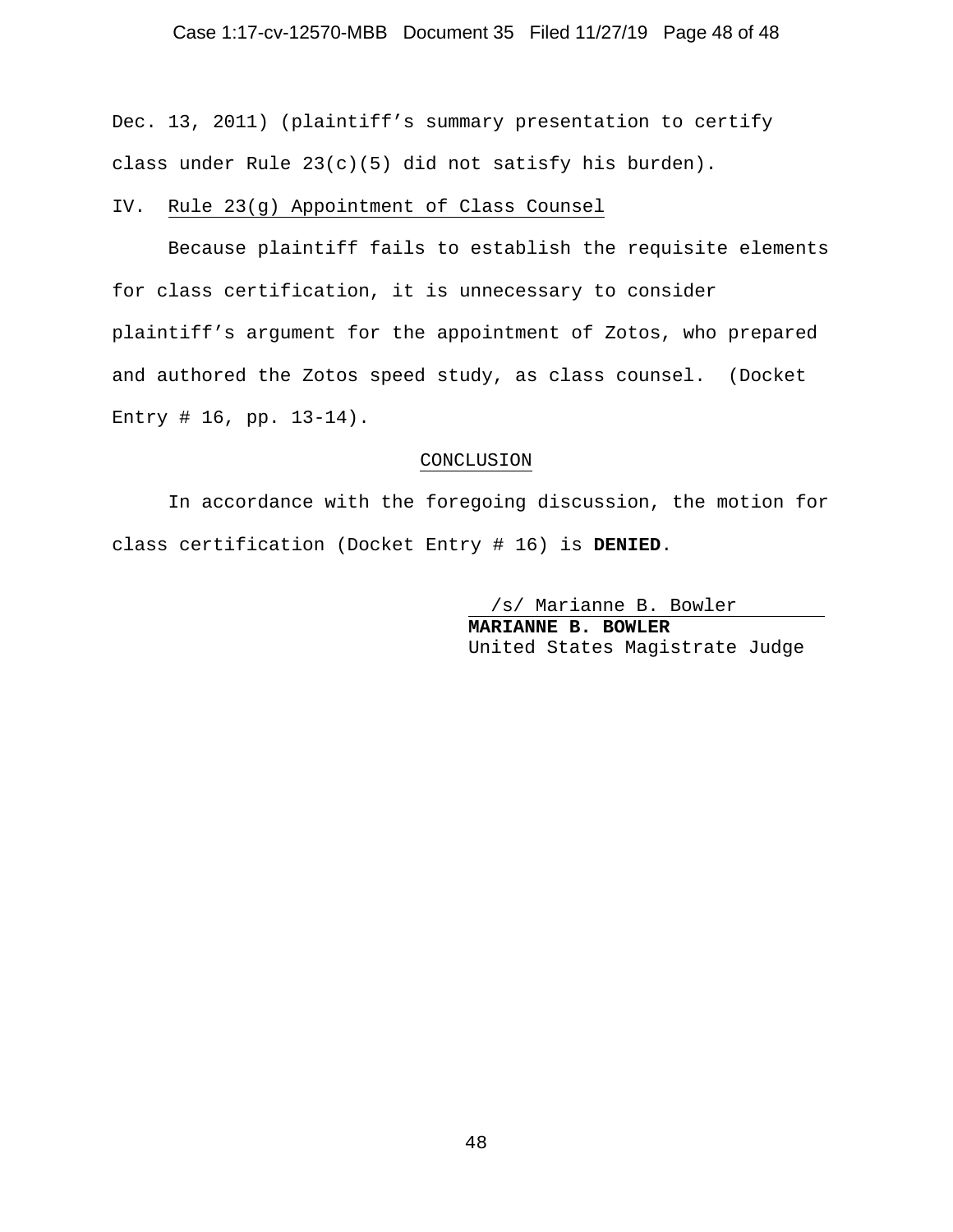Dec. 13, 2011) (plaintiff's summary presentation to certify class under Rule 23(c)(5) did not satisfy his burden).

IV. Rule 23(g) Appointment of Class Counsel

Because plaintiff fails to establish the requisite elements for class certification, it is unnecessary to consider plaintiff's argument for the appointment of Zotos, who prepared and authored the Zotos speed study, as class counsel. (Docket Entry # 16, pp. 13-14).

## CONCLUSION

In accordance with the foregoing discussion, the motion for class certification (Docket Entry # 16) is **DENIED**.

/s/ Marianne B. Bowler
**MARIANNE B. BOWLER**
United States Magistrate Judge